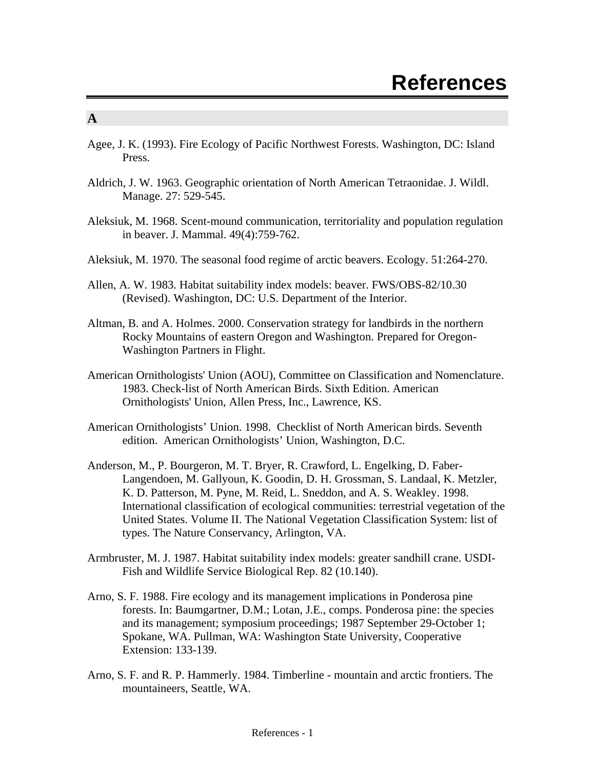# References

## A

Agee, J. K. (1993). Fire Ecology of Pacific Northwest Forests. Washington, DC: Island Press.

Aldrich, J. W. 1963. Geographic orientation of North American Tetraonidae. J. Wildl. Manage. 27: 529-545.

Aleksiuk, M. 1968. Scent-mound communication, territoriality and population regulation in beaver. J. Mammal. 49(4):759-762.

Aleksiuk, M. 1970. The seasonal food regime of arctic beavers. Ecology. 51:264-270.

Allen, A. W. 1983. Habitat suitability index models: beaver. FWS/OBS-82/10.30 (Revised). Washington, DC: U.S. Department of the Interior.

Altman, B. and A. Holmes. 2000. Conservation strategy for landbirds in the northern Rocky Mountains of eastern Oregon and Washington. Prepared for Oregon-Washington Partners in Flight.

American Ornithologists' Union (AOU), Committee on Classification and Nomenclature. 1983. Check-list of North American Birds. Sixth Edition. American Ornithologists' Union, Allen Press, Inc., Lawrence, KS.

American Ornithologists' Union. 1998. Checklist of North American birds. Seventh edition. American Ornithologists' Union, Washington, D.C.

Anderson, M., P. Bourgeron, M. T. Bryer, R. Crawford, L. Engelking, D. Faber-Langendoen, M. Gallyoun, K. Goodin, D. H. Grossman, S. Landaal, K. Metzler, K. D. Patterson, M. Pyne, M. Reid, L. Sneddon, and A. S. Weakley. 1998. International classification of ecological communities: terrestrial vegetation of the United States. Volume II. The National Vegetation Classification System: list of types. The Nature Conservancy, Arlington, VA.

Armbruster, M. J. 1987. Habitat suitability index models: greater sandhill crane. USDI-Fish and Wildlife Service Biological Rep. 82 (10.140).

Arno, S. F. 1988. Fire ecology and its management implications in Ponderosa pine forests. In: Baumgartner, D.M.; Lotan, J.E., comps. Ponderosa pine: the species and its management; symposium proceedings; 1987 September 29-October 1; Spokane, WA. Pullman, WA: Washington State University, Cooperative Extension: 133-139.

Arno, S. F. and R. P. Hammerly. 1984. Timberline - mountain and arctic frontiers. The mountaineers, Seattle, WA.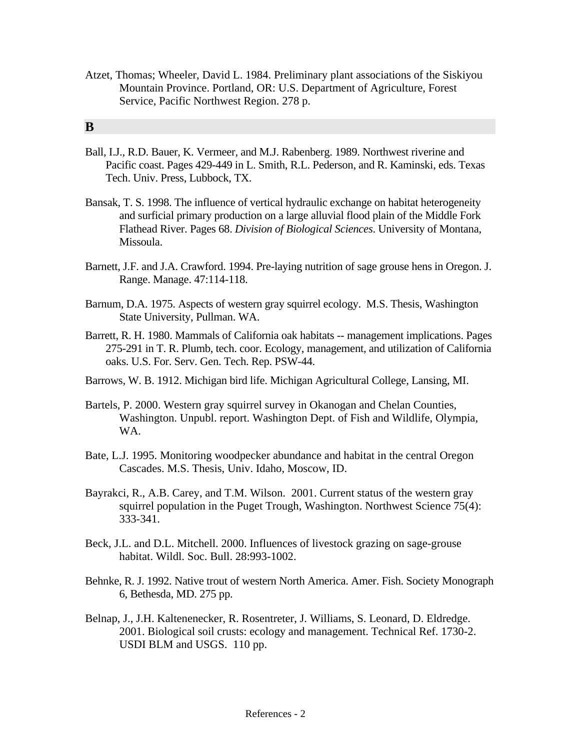Atzet, Thomas; Wheeler, David L. 1984. Preliminary plant associations of the Siskiyou Mountain Province. Portland, OR: U.S. Department of Agriculture, Forest Service, Pacific Northwest Region. 278 p.

## B

Ball, I.J., R.D. Bauer, K. Vermeer, and M.J. Rabenberg. 1989. Northwest riverine and Pacific coast. Pages 429-449 in L. Smith, R.L. Pederson, and R. Kaminski, eds. Texas Tech. Univ. Press, Lubbock, TX.

Bansak, T. S. 1998. The influence of vertical hydraulic exchange on habitat heterogeneity and surficial primary production on a large alluvial flood plain of the Middle Fork Flathead River. Pages 68. *Division of Biological Sciences*. University of Montana, Missoula.

Barnett, J.F. and J.A. Crawford. 1994. Pre-laying nutrition of sage grouse hens in Oregon. J. Range. Manage. 47:114-118.

Barnum, D.A. 1975. Aspects of western gray squirrel ecology. M.S. Thesis, Washington State University, Pullman. WA.

Barrett, R. H. 1980. Mammals of California oak habitats -- management implications. Pages 275-291 in T. R. Plumb, tech. coor. Ecology, management, and utilization of California oaks. U.S. For. Serv. Gen. Tech. Rep. PSW-44.

Barrows, W. B. 1912. Michigan bird life. Michigan Agricultural College, Lansing, MI.

Bartels, P. 2000. Western gray squirrel survey in Okanogan and Chelan Counties, Washington. Unpubl. report. Washington Dept. of Fish and Wildlife, Olympia, WA.

Bate, L.J. 1995. Monitoring woodpecker abundance and habitat in the central Oregon Cascades. M.S. Thesis, Univ. Idaho, Moscow, ID.

Bayrakci, R., A.B. Carey, and T.M. Wilson. 2001. Current status of the western gray squirrel population in the Puget Trough, Washington. Northwest Science 75(4): 333-341.

Beck, J.L. and D.L. Mitchell. 2000. Influences of livestock grazing on sage-grouse habitat. Wildl. Soc. Bull. 28:993-1002.

Behnke, R. J. 1992. Native trout of western North America. Amer. Fish. Society Monograph 6, Bethesda, MD. 275 pp.

Belnap, J., J.H. Kaltenenecker, R. Rosentreter, J. Williams, S. Leonard, D. Eldredge. 2001. Biological soil crusts: ecology and management. Technical Ref. 1730-2. USDI BLM and USGS. 110 pp.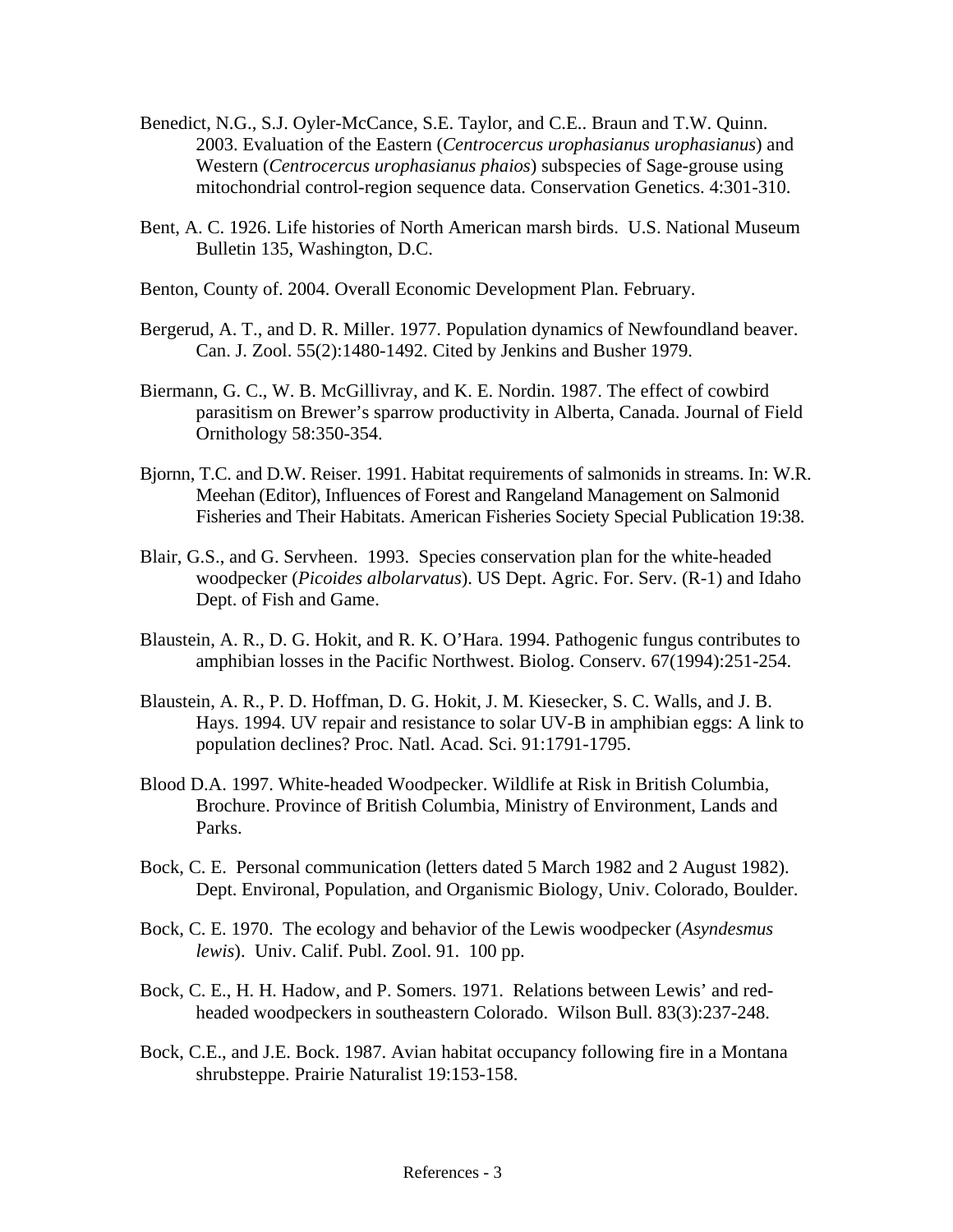Benedict, N.G., S.J. Oyler-McCance, S.E. Taylor, and C.E.. Braun and T.W. Quinn. 2003. Evaluation of the Eastern (*Centrocercus urophasianus urophasianus*) and Western (*Centrocercus urophasianus phaios*) subspecies of Sage-grouse using mitochondrial control-region sequence data. Conservation Genetics. 4:301-310.

Bent, A. C. 1926. Life histories of North American marsh birds. U.S. National Museum Bulletin 135, Washington, D.C.

Benton, County of. 2004. Overall Economic Development Plan. February.

Bergerud, A. T., and D. R. Miller. 1977. Population dynamics of Newfoundland beaver. Can. J. Zool. 55(2):1480-1492. Cited by Jenkins and Busher 1979.

Biermann, G. C., W. B. McGillivray, and K. E. Nordin. 1987. The effect of cowbird parasitism on Brewer's sparrow productivity in Alberta, Canada. Journal of Field Ornithology 58:350-354.

Bjornn, T.C. and D.W. Reiser. 1991. Habitat requirements of salmonids in streams. In: W.R. Meehan (Editor), Influences of Forest and Rangeland Management on Salmonid Fisheries and Their Habitats. American Fisheries Society Special Publication 19:38.

Blair, G.S., and G. Servheen. 1993. Species conservation plan for the white-headed woodpecker (*Picoides albolarvatus*). US Dept. Agric. For. Serv. (R-1) and Idaho Dept. of Fish and Game.

Blaustein, A. R., D. G. Hokit, and R. K. O'Hara. 1994. Pathogenic fungus contributes to amphibian losses in the Pacific Northwest. Biolog. Conserv. 67(1994):251-254.

Blaustein, A. R., P. D. Hoffman, D. G. Hokit, J. M. Kiesecker, S. C. Walls, and J. B. Hays. 1994. UV repair and resistance to solar UV-B in amphibian eggs: A link to population declines? Proc. Natl. Acad. Sci. 91:1791-1795.

Blood D.A. 1997. White-headed Woodpecker. Wildlife at Risk in British Columbia, Brochure. Province of British Columbia, Ministry of Environment, Lands and Parks.

Bock, C. E. Personal communication (letters dated 5 March 1982 and 2 August 1982). Dept. Environal, Population, and Organismic Biology, Univ. Colorado, Boulder.

Bock, C. E. 1970. The ecology and behavior of the Lewis woodpecker (*Asyndesmus lewis*). Univ. Calif. Publ. Zool. 91. 100 pp.

Bock, C. E., H. H. Hadow, and P. Somers. 1971. Relations between Lewis' and red-headed woodpeckers in southeastern Colorado. Wilson Bull. 83(3):237-248.

Bock, C.E., and J.E. Bock. 1987. Avian habitat occupancy following fire in a Montana shrubsteppe. Prairie Naturalist 19:153-158.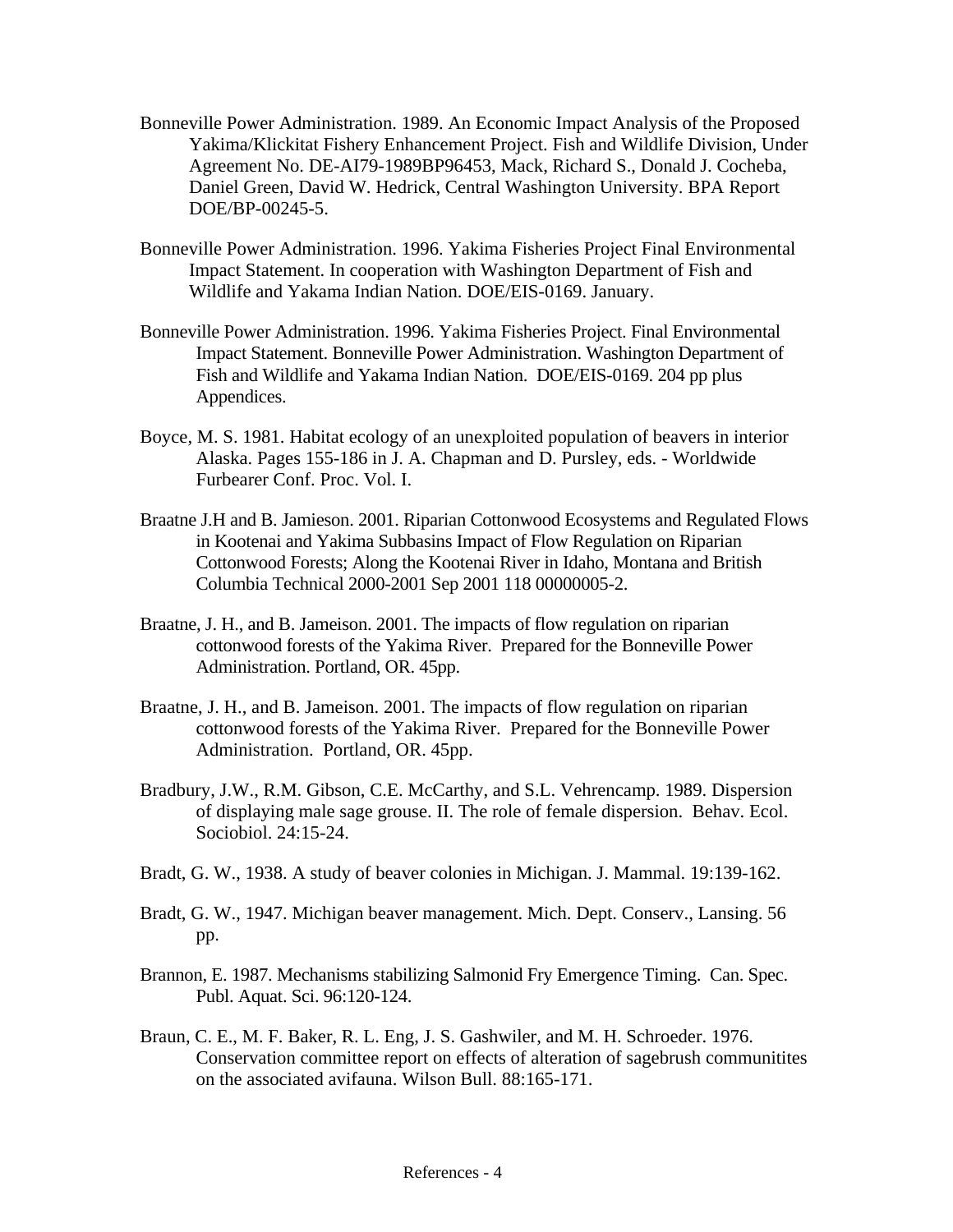Bonneville Power Administration. 1989. An Economic Impact Analysis of the Proposed Yakima/Klickitat Fishery Enhancement Project. Fish and Wildlife Division, Under Agreement No. DE-AI79-1989BP96453, Mack, Richard S., Donald J. Cocheba, Daniel Green, David W. Hedrick, Central Washington University. BPA Report DOE/BP-00245-5.

Bonneville Power Administration. 1996. Yakima Fisheries Project Final Environmental Impact Statement. In cooperation with Washington Department of Fish and Wildlife and Yakama Indian Nation. DOE/EIS-0169. January.

Bonneville Power Administration. 1996. Yakima Fisheries Project. Final Environmental Impact Statement. Bonneville Power Administration. Washington Department of Fish and Wildlife and Yakama Indian Nation. DOE/EIS-0169. 204 pp plus Appendices.

Boyce, M. S. 1981. Habitat ecology of an unexploited population of beavers in interior Alaska. Pages 155-186 in J. A. Chapman and D. Pursley, eds. - Worldwide Furbearer Conf. Proc. Vol. I.

Braatne J.H and B. Jamieson. 2001. Riparian Cottonwood Ecosystems and Regulated Flows in Kootenai and Yakima Subbasins Impact of Flow Regulation on Riparian Cottonwood Forests; Along the Kootenai River in Idaho, Montana and British Columbia Technical 2000-2001 Sep 2001 118 00000005-2.

Braatne, J. H., and B. Jameison. 2001. The impacts of flow regulation on riparian cottonwood forests of the Yakima River. Prepared for the Bonneville Power Administration. Portland, OR. 45pp.

Braatne, J. H., and B. Jameison. 2001. The impacts of flow regulation on riparian cottonwood forests of the Yakima River. Prepared for the Bonneville Power Administration. Portland, OR. 45pp.

Bradbury, J.W., R.M. Gibson, C.E. McCarthy, and S.L. Vehrencamp. 1989. Dispersion of displaying male sage grouse. II. The role of female dispersion. Behav. Ecol. Sociobiol. 24:15-24.

Bradt, G. W., 1938. A study of beaver colonies in Michigan. J. Mammal. 19:139-162.

Bradt, G. W., 1947. Michigan beaver management. Mich. Dept. Conserv., Lansing. 56 pp.

Brannon, E. 1987. Mechanisms stabilizing Salmonid Fry Emergence Timing. Can. Spec. Publ. Aquat. Sci. 96:120-124.

Braun, C. E., M. F. Baker, R. L. Eng, J. S. Gashwiler, and M. H. Schroeder. 1976. Conservation committee report on effects of alteration of sagebrush communitites on the associated avifauna. Wilson Bull. 88:165-171.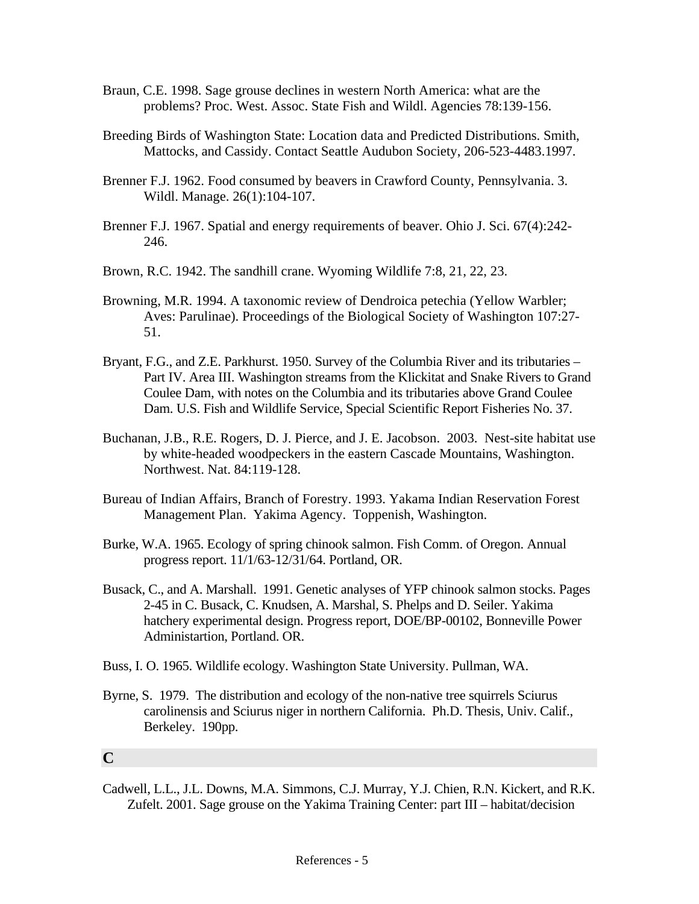Braun, C.E. 1998. Sage grouse declines in western North America: what are the problems? Proc. West. Assoc. State Fish and Wildl. Agencies 78:139-156.

Breeding Birds of Washington State: Location data and Predicted Distributions. Smith, Mattocks, and Cassidy. Contact Seattle Audubon Society, 206-523-4483.1997.

Brenner F.J. 1962. Food consumed by beavers in Crawford County, Pennsylvania. 3. Wildl. Manage. 26(1):104-107.

Brenner F.J. 1967. Spatial and energy requirements of beaver. Ohio J. Sci. 67(4):242-246.

Brown, R.C. 1942. The sandhill crane. Wyoming Wildlife 7:8, 21, 22, 23.

Browning, M.R. 1994. A taxonomic review of Dendroica petechia (Yellow Warbler; Aves: Parulinae). Proceedings of the Biological Society of Washington 107:27-51.

Bryant, F.G., and Z.E. Parkhurst. 1950. Survey of the Columbia River and its tributaries – Part IV. Area III. Washington streams from the Klickitat and Snake Rivers to Grand Coulee Dam, with notes on the Columbia and its tributaries above Grand Coulee Dam. U.S. Fish and Wildlife Service, Special Scientific Report Fisheries No. 37.

Buchanan, J.B., R.E. Rogers, D. J. Pierce, and J. E. Jacobson. 2003. Nest-site habitat use by white-headed woodpeckers in the eastern Cascade Mountains, Washington. Northwest. Nat. 84:119-128.

Bureau of Indian Affairs, Branch of Forestry. 1993. Yakama Indian Reservation Forest Management Plan. Yakima Agency. Toppenish, Washington.

Burke, W.A. 1965. Ecology of spring chinook salmon. Fish Comm. of Oregon. Annual progress report. 11/1/63-12/31/64. Portland, OR.

Busack, C., and A. Marshall. 1991. Genetic analyses of YFP chinook salmon stocks. Pages 2-45 in C. Busack, C. Knudsen, A. Marshal, S. Phelps and D. Seiler. Yakima hatchery experimental design. Progress report, DOE/BP-00102, Bonneville Power Administartion, Portland. OR.

Buss, I. O. 1965. Wildlife ecology. Washington State University. Pullman, WA.

Byrne, S. 1979. The distribution and ecology of the non-native tree squirrels Sciurus carolinensis and Sciurus niger in northern California. Ph.D. Thesis, Univ. Calif., Berkeley. 190pp.

## C

Cadwell, L.L., J.L. Downs, M.A. Simmons, C.J. Murray, Y.J. Chien, R.N. Kickert, and R.K. Zufelt. 2001. Sage grouse on the Yakima Training Center: part III – habitat/decision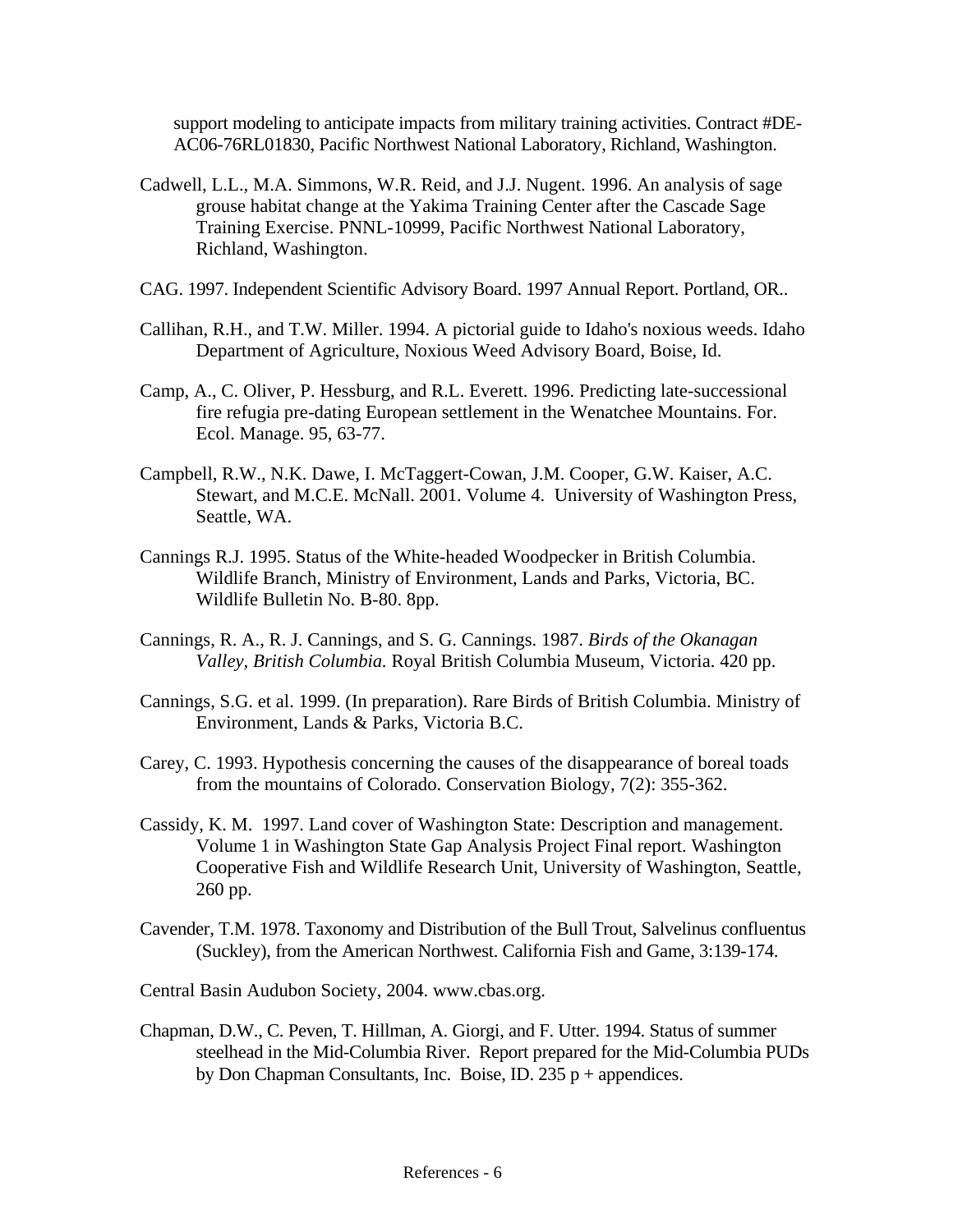support modeling to anticipate impacts from military training activities. Contract #DE-AC06-76RL01830, Pacific Northwest National Laboratory, Richland, Washington.

Cadwell, L.L., M.A. Simmons, W.R. Reid, and J.J. Nugent. 1996. An analysis of sage grouse habitat change at the Yakima Training Center after the Cascade Sage Training Exercise. PNNL-10999, Pacific Northwest National Laboratory, Richland, Washington.

CAG. 1997. Independent Scientific Advisory Board. 1997 Annual Report. Portland, OR..

Callihan, R.H., and T.W. Miller. 1994. A pictorial guide to Idaho's noxious weeds. Idaho Department of Agriculture, Noxious Weed Advisory Board, Boise, Id.

Camp, A., C. Oliver, P. Hessburg, and R.L. Everett. 1996. Predicting late-successional fire refugia pre-dating European settlement in the Wenatchee Mountains. For. Ecol. Manage. 95, 63-77.

Campbell, R.W., N.K. Dawe, I. McTaggert-Cowan, J.M. Cooper, G.W. Kaiser, A.C. Stewart, and M.C.E. McNall. 2001. Volume 4. University of Washington Press, Seattle, WA.

Cannings R.J. 1995. Status of the White-headed Woodpecker in British Columbia. Wildlife Branch, Ministry of Environment, Lands and Parks, Victoria, BC. Wildlife Bulletin No. B-80. 8pp.

Cannings, R. A., R. J. Cannings, and S. G. Cannings. 1987. *Birds of the Okanagan Valley, British Columbia.* Royal British Columbia Museum, Victoria. 420 pp.

Cannings, S.G. et al. 1999. (In preparation). Rare Birds of British Columbia. Ministry of Environment, Lands & Parks, Victoria B.C.

Carey, C. 1993. Hypothesis concerning the causes of the disappearance of boreal toads from the mountains of Colorado. Conservation Biology, 7(2): 355-362.

Cassidy, K. M. 1997. Land cover of Washington State: Description and management. Volume 1 in Washington State Gap Analysis Project Final report. Washington Cooperative Fish and Wildlife Research Unit, University of Washington, Seattle, 260 pp.

Cavender, T.M. 1978. Taxonomy and Distribution of the Bull Trout, Salvelinus confluentus (Suckley), from the American Northwest. California Fish and Game, 3:139-174.

Central Basin Audubon Society, 2004. www.cbas.org.

Chapman, D.W., C. Peven, T. Hillman, A. Giorgi, and F. Utter. 1994. Status of summer steelhead in the Mid-Columbia River. Report prepared for the Mid-Columbia PUDs by Don Chapman Consultants, Inc. Boise, ID. 235 p + appendices.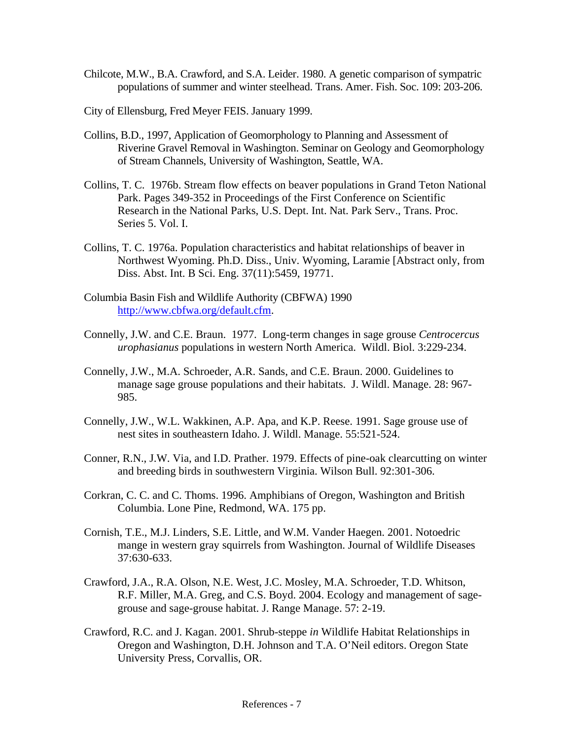Chilcote, M.W., B.A. Crawford, and S.A. Leider. 1980. A genetic comparison of sympatric populations of summer and winter steelhead. Trans. Amer. Fish. Soc. 109: 203-206.

City of Ellensburg, Fred Meyer FEIS. January 1999.

Collins, B.D., 1997, Application of Geomorphology to Planning and Assessment of Riverine Gravel Removal in Washington. Seminar on Geology and Geomorphology of Stream Channels, University of Washington, Seattle, WA.

Collins, T. C. 1976b. Stream flow effects on beaver populations in Grand Teton National Park. Pages 349-352 in Proceedings of the First Conference on Scientific Research in the National Parks, U.S. Dept. Int. Nat. Park Serv., Trans. Proc. Series 5. Vol. I.

Collins, T. C. 1976a. Population characteristics and habitat relationships of beaver in Northwest Wyoming. Ph.D. Diss., Univ. Wyoming, Laramie [Abstract only, from Diss. Abst. Int. B Sci. Eng. 37(11):5459, 19771.

Columbia Basin Fish and Wildlife Authority (CBFWA) 1990 [http://www.cbfwa.org/default.cfm](http://www.cbfwa.org/default.cfm).

Connelly, J.W. and C.E. Braun. 1977. Long-term changes in sage grouse *Centrocercus urophasianus* populations in western North America. Wildl. Biol. 3:229-234.

Connelly, J.W., M.A. Schroeder, A.R. Sands, and C.E. Braun. 2000. Guidelines to manage sage grouse populations and their habitats. J. Wildl. Manage. 28: 967-985.

Connelly, J.W., W.L. Wakkinen, A.P. Apa, and K.P. Reese. 1991. Sage grouse use of nest sites in southeastern Idaho. J. Wildl. Manage. 55:521-524.

Conner, R.N., J.W. Via, and I.D. Prather. 1979. Effects of pine-oak clearcutting on winter and breeding birds in southwestern Virginia. Wilson Bull. 92:301-306.

Corkran, C. C. and C. Thoms. 1996. Amphibians of Oregon, Washington and British Columbia. Lone Pine, Redmond, WA. 175 pp.

Cornish, T.E., M.J. Linders, S.E. Little, and W.M. Vander Haegen. 2001. Notoedric mange in western gray squirrels from Washington. Journal of Wildlife Diseases 37:630-633.

Crawford, J.A., R.A. Olson, N.E. West, J.C. Mosley, M.A. Schroeder, T.D. Whitson, R.F. Miller, M.A. Greg, and C.S. Boyd. 2004. Ecology and management of sage-grouse and sage-grouse habitat. J. Range Manage. 57: 2-19.

Crawford, R.C. and J. Kagan. 2001. Shrub-steppe *in* Wildlife Habitat Relationships in Oregon and Washington, D.H. Johnson and T.A. O'Neil editors. Oregon State University Press, Corvallis, OR.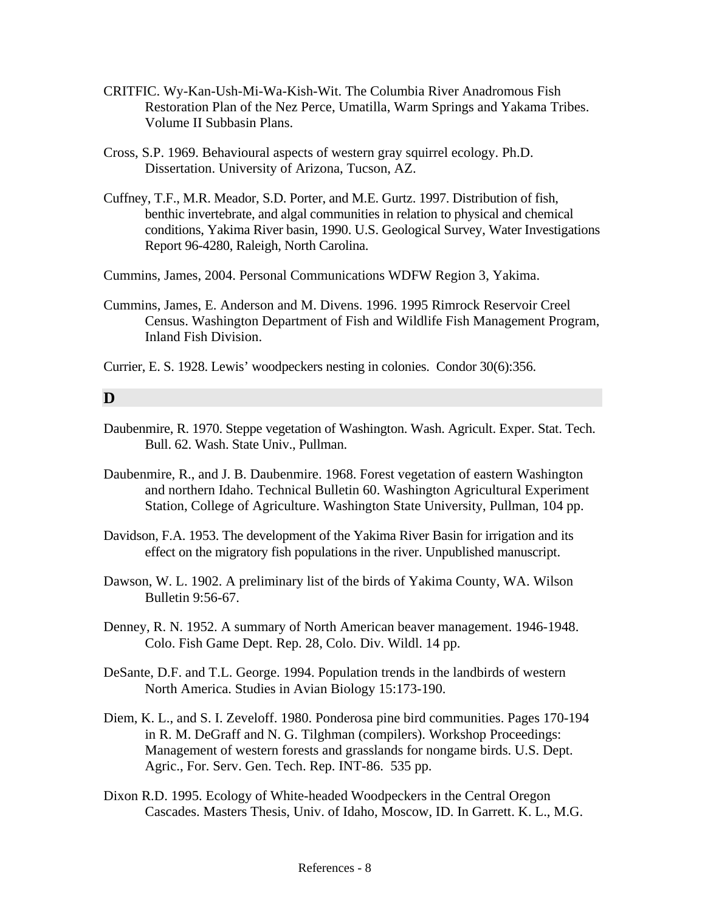CRITFIC. Wy-Kan-Ush-Mi-Wa-Kish-Wit. The Columbia River Anadromous Fish Restoration Plan of the Nez Perce, Umatilla, Warm Springs and Yakama Tribes. Volume II Subbasin Plans.

Cross, S.P. 1969. Behavioural aspects of western gray squirrel ecology. Ph.D. Dissertation. University of Arizona, Tucson, AZ.

Cuffney, T.F., M.R. Meador, S.D. Porter, and M.E. Gurtz. 1997. Distribution of fish, benthic invertebrate, and algal communities in relation to physical and chemical conditions, Yakima River basin, 1990. U.S. Geological Survey, Water Investigations Report 96-4280, Raleigh, North Carolina.

Cummins, James, 2004. Personal Communications WDFW Region 3, Yakima.

Cummins, James, E. Anderson and M. Divens. 1996. 1995 Rimrock Reservoir Creel Census. Washington Department of Fish and Wildlife Fish Management Program, Inland Fish Division.

Currier, E. S. 1928. Lewis' woodpeckers nesting in colonies. Condor 30(6):356.

## D

Daubenmire, R. 1970. Steppe vegetation of Washington. Wash. Agricult. Exper. Stat. Tech. Bull. 62. Wash. State Univ., Pullman.

Daubenmire, R., and J. B. Daubenmire. 1968. Forest vegetation of eastern Washington and northern Idaho. Technical Bulletin 60. Washington Agricultural Experiment Station, College of Agriculture. Washington State University, Pullman, 104 pp.

Davidson, F.A. 1953. The development of the Yakima River Basin for irrigation and its effect on the migratory fish populations in the river. Unpublished manuscript.

Dawson, W. L. 1902. A preliminary list of the birds of Yakima County, WA. Wilson Bulletin 9:56-67.

Denney, R. N. 1952. A summary of North American beaver management. 1946-1948. Colo. Fish Game Dept. Rep. 28, Colo. Div. Wildl. 14 pp.

DeSante, D.F. and T.L. George. 1994. Population trends in the landbirds of western North America. Studies in Avian Biology 15:173-190.

Diem, K. L., and S. I. Zeveloff. 1980. Ponderosa pine bird communities. Pages 170-194 in R. M. DeGraff and N. G. Tilghman (compilers). Workshop Proceedings: Management of western forests and grasslands for nongame birds. U.S. Dept. Agric., For. Serv. Gen. Tech. Rep. INT-86. 535 pp.

Dixon R.D. 1995. Ecology of White-headed Woodpeckers in the Central Oregon Cascades. Masters Thesis, Univ. of Idaho, Moscow, ID. In Garrett. K. L., M.G.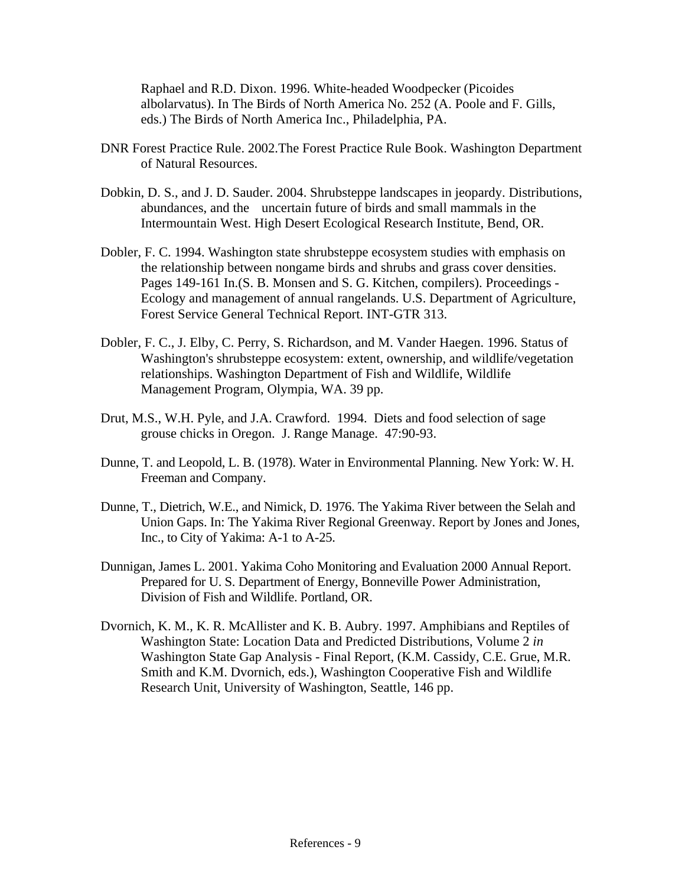Raphael and R.D. Dixon. 1996. White-headed Woodpecker (Picoides albolarvatus). In The Birds of North America No. 252 (A. Poole and F. Gills, eds.) The Birds of North America Inc., Philadelphia, PA.

DNR Forest Practice Rule. 2002.The Forest Practice Rule Book. Washington Department of Natural Resources.

Dobkin, D. S., and J. D. Sauder. 2004. Shrubsteppe landscapes in jeopardy. Distributions, abundances, and the uncertain future of birds and small mammals in the Intermountain West. High Desert Ecological Research Institute, Bend, OR.

Dobler, F. C. 1994. Washington state shrubsteppe ecosystem studies with emphasis on the relationship between nongame birds and shrubs and grass cover densities. Pages 149-161 In.(S. B. Monsen and S. G. Kitchen, compilers). Proceedings - Ecology and management of annual rangelands. U.S. Department of Agriculture, Forest Service General Technical Report. INT-GTR 313.

Dobler, F. C., J. Elby, C. Perry, S. Richardson, and M. Vander Haegen. 1996. Status of Washington's shrubsteppe ecosystem: extent, ownership, and wildlife/vegetation relationships. Washington Department of Fish and Wildlife, Wildlife Management Program, Olympia, WA. 39 pp.

Drut, M.S., W.H. Pyle, and J.A. Crawford. 1994. Diets and food selection of sage grouse chicks in Oregon. J. Range Manage. 47:90-93.

Dunne, T. and Leopold, L. B. (1978). Water in Environmental Planning. New York: W. H. Freeman and Company.

Dunne, T., Dietrich, W.E., and Nimick, D. 1976. The Yakima River between the Selah and Union Gaps. In: The Yakima River Regional Greenway. Report by Jones and Jones, Inc., to City of Yakima: A-1 to A-25.

Dunnigan, James L. 2001. Yakima Coho Monitoring and Evaluation 2000 Annual Report. Prepared for U. S. Department of Energy, Bonneville Power Administration, Division of Fish and Wildlife. Portland, OR.

Dvornich, K. M., K. R. McAllister and K. B. Aubry. 1997. Amphibians and Reptiles of Washington State: Location Data and Predicted Distributions, Volume 2 *in* Washington State Gap Analysis - Final Report, (K.M. Cassidy, C.E. Grue, M.R. Smith and K.M. Dvornich, eds.), Washington Cooperative Fish and Wildlife Research Unit, University of Washington, Seattle, 146 pp.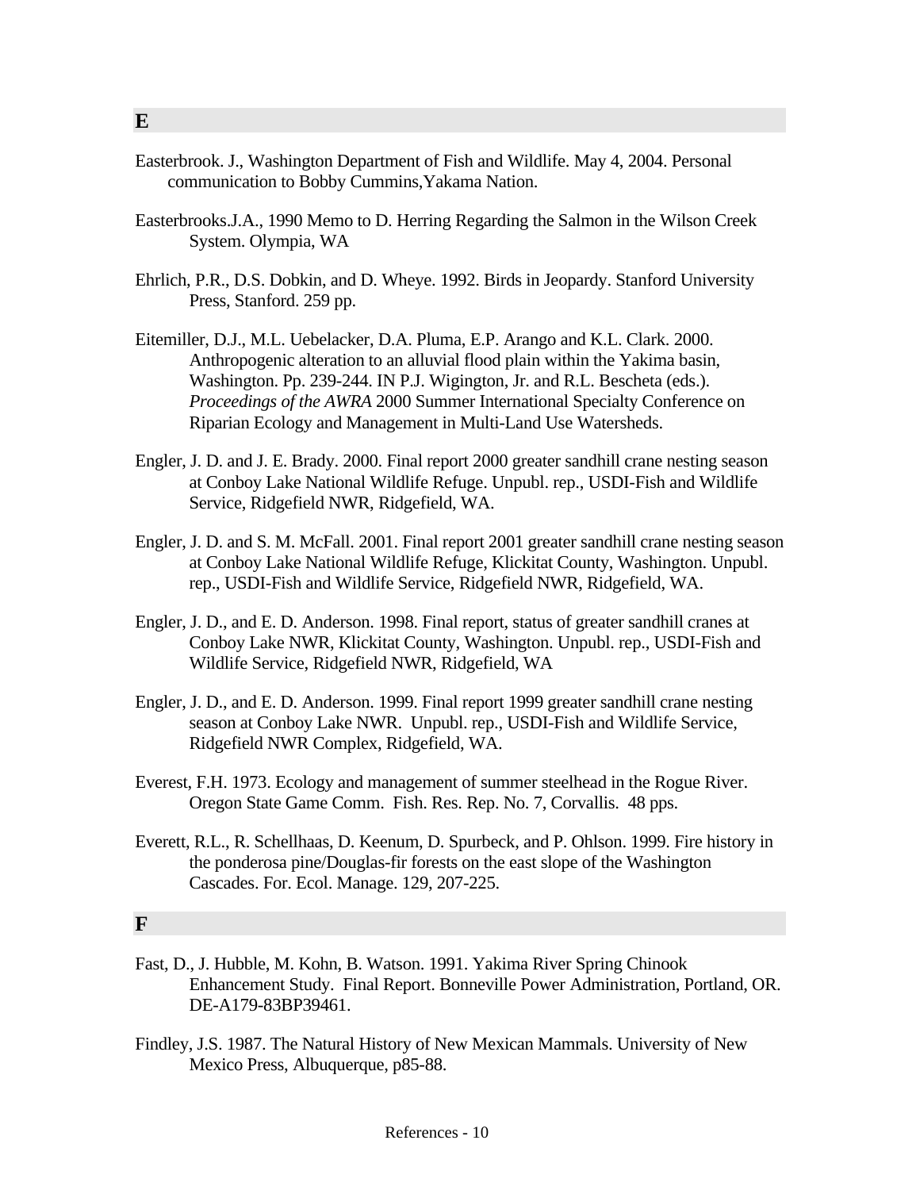## E

Easterbrook. J., Washington Department of Fish and Wildlife. May 4, 2004. Personal communication to Bobby Cummins,Yakama Nation.

Easterbrooks.J.A., 1990 Memo to D. Herring Regarding the Salmon in the Wilson Creek System. Olympia, WA

Ehrlich, P.R., D.S. Dobkin, and D. Wheye. 1992. Birds in Jeopardy. Stanford University Press, Stanford. 259 pp.

Eitemiller, D.J., M.L. Uebelacker, D.A. Pluma, E.P. Arango and K.L. Clark. 2000. Anthropogenic alteration to an alluvial flood plain within the Yakima basin, Washington. Pp. 239-244. IN P.J. Wigington, Jr. and R.L. Bescheta (eds.). *Proceedings of the AWRA* 2000 Summer International Specialty Conference on Riparian Ecology and Management in Multi-Land Use Watersheds.

Engler, J. D. and J. E. Brady. 2000. Final report 2000 greater sandhill crane nesting season at Conboy Lake National Wildlife Refuge. Unpubl. rep., USDI-Fish and Wildlife Service, Ridgefield NWR, Ridgefield, WA.

Engler, J. D. and S. M. McFall. 2001. Final report 2001 greater sandhill crane nesting season at Conboy Lake National Wildlife Refuge, Klickitat County, Washington. Unpubl. rep., USDI-Fish and Wildlife Service, Ridgefield NWR, Ridgefield, WA.

Engler, J. D., and E. D. Anderson. 1998. Final report, status of greater sandhill cranes at Conboy Lake NWR, Klickitat County, Washington. Unpubl. rep., USDI-Fish and Wildlife Service, Ridgefield NWR, Ridgefield, WA

Engler, J. D., and E. D. Anderson. 1999. Final report 1999 greater sandhill crane nesting season at Conboy Lake NWR. Unpubl. rep., USDI-Fish and Wildlife Service, Ridgefield NWR Complex, Ridgefield, WA.

Everest, F.H. 1973. Ecology and management of summer steelhead in the Rogue River. Oregon State Game Comm. Fish. Res. Rep. No. 7, Corvallis. 48 pps.

Everett, R.L., R. Schellhaas, D. Keenum, D. Spurbeck, and P. Ohlson. 1999. Fire history in the ponderosa pine/Douglas-fir forests on the east slope of the Washington Cascades. For. Ecol. Manage. 129, 207-225.

## F

Fast, D., J. Hubble, M. Kohn, B. Watson. 1991. Yakima River Spring Chinook Enhancement Study. Final Report. Bonneville Power Administration, Portland, OR. DE-A179-83BP39461.

Findley, J.S. 1987. The Natural History of New Mexican Mammals. University of New Mexico Press, Albuquerque, p85-88.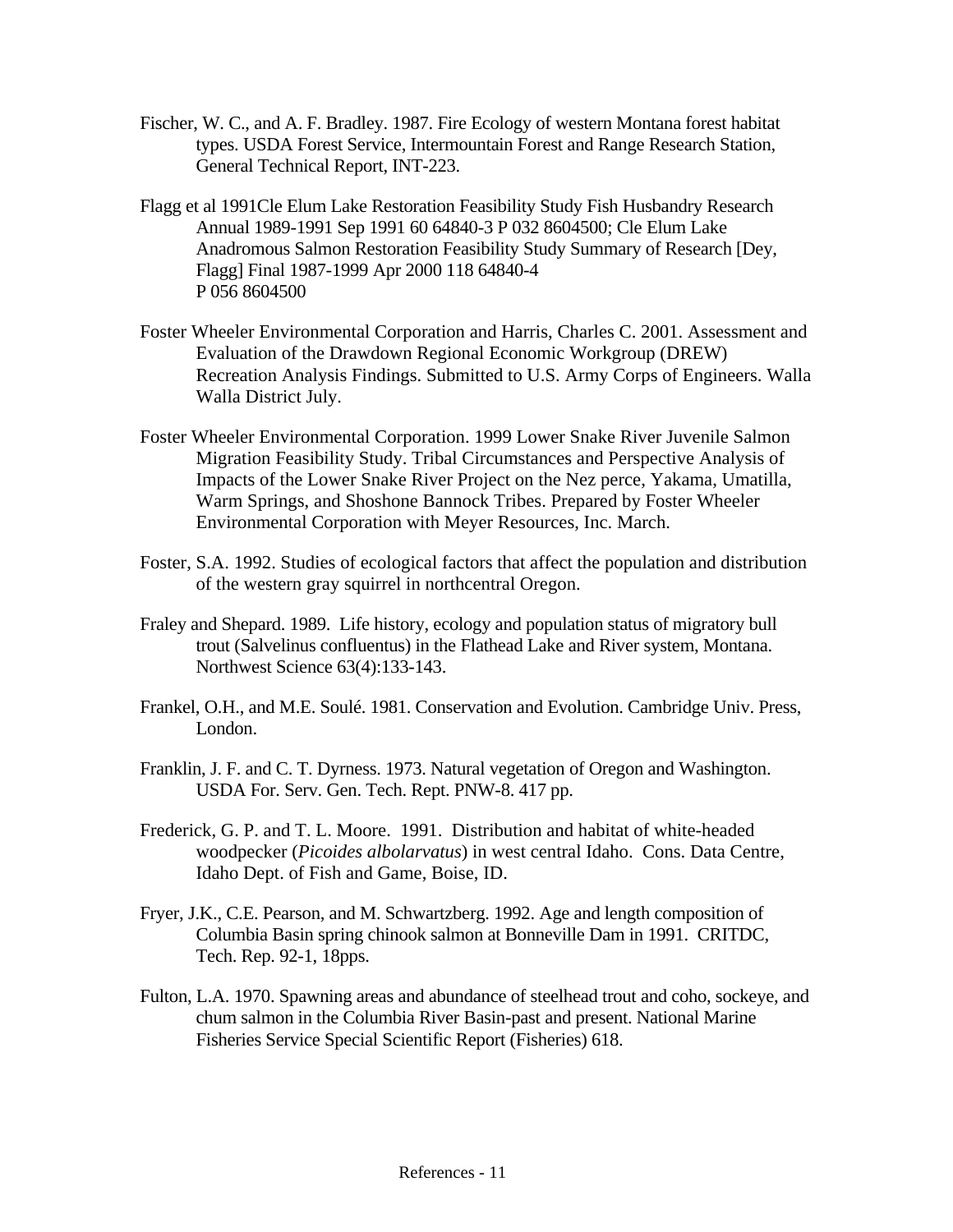Fischer, W. C., and A. F. Bradley. 1987. Fire Ecology of western Montana forest habitat types. USDA Forest Service, Intermountain Forest and Range Research Station, General Technical Report, INT-223.

Flagg et al 1991Cle Elum Lake Restoration Feasibility Study Fish Husbandry Research Annual 1989-1991 Sep 1991 60 64840-3 P 032 8604500; Cle Elum Lake Anadromous Salmon Restoration Feasibility Study Summary of Research [Dey, Flagg] Final 1987-1999 Apr 2000 118 64840-4 P 056 8604500

Foster Wheeler Environmental Corporation and Harris, Charles C. 2001. Assessment and Evaluation of the Drawdown Regional Economic Workgroup (DREW) Recreation Analysis Findings. Submitted to U.S. Army Corps of Engineers. Walla Walla District July.

Foster Wheeler Environmental Corporation. 1999 Lower Snake River Juvenile Salmon Migration Feasibility Study. Tribal Circumstances and Perspective Analysis of Impacts of the Lower Snake River Project on the Nez perce, Yakama, Umatilla, Warm Springs, and Shoshone Bannock Tribes. Prepared by Foster Wheeler Environmental Corporation with Meyer Resources, Inc. March.

Foster, S.A. 1992. Studies of ecological factors that affect the population and distribution of the western gray squirrel in northcentral Oregon.

Fraley and Shepard. 1989. Life history, ecology and population status of migratory bull trout (Salvelinus confluentus) in the Flathead Lake and River system, Montana. Northwest Science 63(4):133-143.

Frankel, O.H., and M.E. Soulé. 1981. Conservation and Evolution. Cambridge Univ. Press, London.

Franklin, J. F. and C. T. Dyrness. 1973. Natural vegetation of Oregon and Washington. USDA For. Serv. Gen. Tech. Rept. PNW-8. 417 pp.

Frederick, G. P. and T. L. Moore. 1991. Distribution and habitat of white-headed woodpecker (*Picoides albolarvatus*) in west central Idaho. Cons. Data Centre, Idaho Dept. of Fish and Game, Boise, ID.

Fryer, J.K., C.E. Pearson, and M. Schwartzberg. 1992. Age and length composition of Columbia Basin spring chinook salmon at Bonneville Dam in 1991. CRITDC, Tech. Rep. 92-1, 18pps.

Fulton, L.A. 1970. Spawning areas and abundance of steelhead trout and coho, sockeye, and chum salmon in the Columbia River Basin-past and present. National Marine Fisheries Service Special Scientific Report (Fisheries) 618.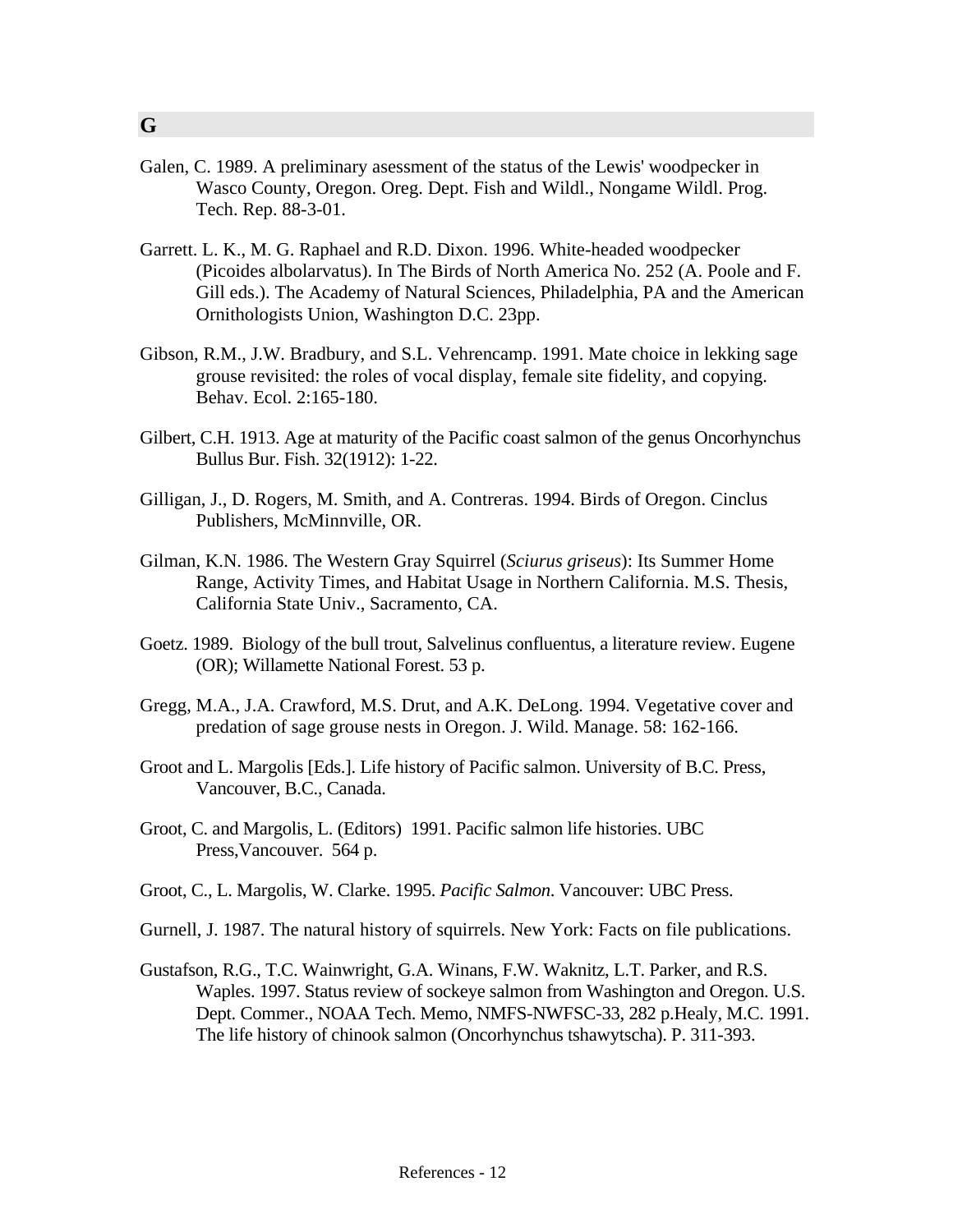## G

Galen, C. 1989. A preliminary asessment of the status of the Lewis' woodpecker in Wasco County, Oregon. Oreg. Dept. Fish and Wildl., Nongame Wildl. Prog. Tech. Rep. 88-3-01.

Garrett. L. K., M. G. Raphael and R.D. Dixon. 1996. White-headed woodpecker (Picoides albolarvatus). In The Birds of North America No. 252 (A. Poole and F. Gill eds.). The Academy of Natural Sciences, Philadelphia, PA and the American Ornithologists Union, Washington D.C. 23pp.

Gibson, R.M., J.W. Bradbury, and S.L. Vehrencamp. 1991. Mate choice in lekking sage grouse revisited: the roles of vocal display, female site fidelity, and copying. Behav. Ecol. 2:165-180.

Gilbert, C.H. 1913. Age at maturity of the Pacific coast salmon of the genus Oncorhynchus Bullus Bur. Fish. 32(1912): 1-22.

Gilligan, J., D. Rogers, M. Smith, and A. Contreras. 1994. Birds of Oregon. Cinclus Publishers, McMinnville, OR.

Gilman, K.N. 1986. The Western Gray Squirrel (*Sciurus griseus*): Its Summer Home Range, Activity Times, and Habitat Usage in Northern California. M.S. Thesis, California State Univ., Sacramento, CA.

Goetz. 1989. Biology of the bull trout, Salvelinus confluentus, a literature review. Eugene (OR); Willamette National Forest. 53 p.

Gregg, M.A., J.A. Crawford, M.S. Drut, and A.K. DeLong. 1994. Vegetative cover and predation of sage grouse nests in Oregon. J. Wild. Manage. 58: 162-166.

Groot and L. Margolis [Eds.]. Life history of Pacific salmon. University of B.C. Press, Vancouver, B.C., Canada.

Groot, C. and Margolis, L. (Editors) 1991. Pacific salmon life histories. UBC Press,Vancouver. 564 p.

Groot, C., L. Margolis, W. Clarke. 1995. *Pacific Salmon*. Vancouver: UBC Press.

Gurnell, J. 1987. The natural history of squirrels. New York: Facts on file publications.

Gustafson, R.G., T.C. Wainwright, G.A. Winans, F.W. Waknitz, L.T. Parker, and R.S. Waples. 1997. Status review of sockeye salmon from Washington and Oregon. U.S. Dept. Commer., NOAA Tech. Memo, NMFS-NWFSC-33, 282 p.Healy, M.C. 1991. The life history of chinook salmon (Oncorhynchus tshawytscha). P. 311-393.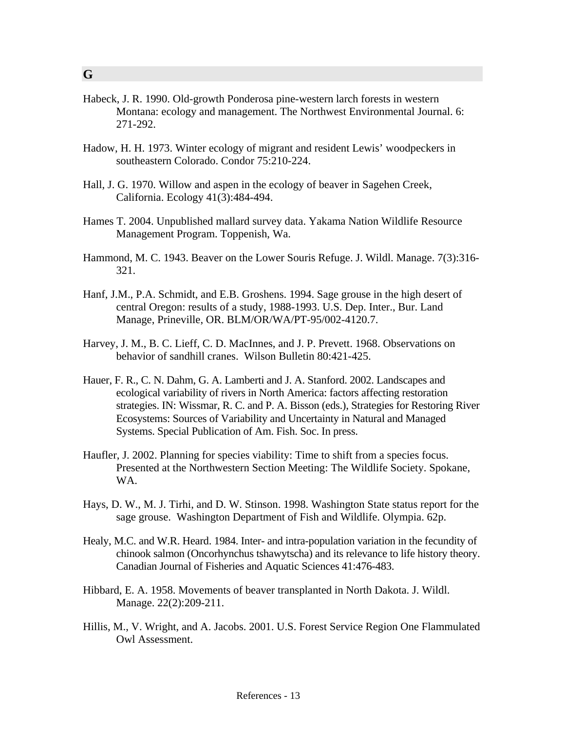## G

Habeck, J. R. 1990. Old-growth Ponderosa pine-western larch forests in western Montana: ecology and management. The Northwest Environmental Journal. 6: 271-292.

Hadow, H. H. 1973. Winter ecology of migrant and resident Lewis' woodpeckers in southeastern Colorado. Condor 75:210-224.

Hall, J. G. 1970. Willow and aspen in the ecology of beaver in Sagehen Creek, California. Ecology 41(3):484-494.

Hames T. 2004. Unpublished mallard survey data. Yakama Nation Wildlife Resource Management Program. Toppenish, Wa.

Hammond, M. C. 1943. Beaver on the Lower Souris Refuge. J. Wildl. Manage. 7(3):316-321.

Hanf, J.M., P.A. Schmidt, and E.B. Groshens. 1994. Sage grouse in the high desert of central Oregon: results of a study, 1988-1993. U.S. Dep. Inter., Bur. Land Manage, Prineville, OR. BLM/OR/WA/PT-95/002-4120.7.

Harvey, J. M., B. C. Lieff, C. D. MacInnes, and J. P. Prevett. 1968. Observations on behavior of sandhill cranes. Wilson Bulletin 80:421-425.

Hauer, F. R., C. N. Dahm, G. A. Lamberti and J. A. Stanford. 2002. Landscapes and ecological variability of rivers in North America: factors affecting restoration strategies. IN: Wissmar, R. C. and P. A. Bisson (eds.), Strategies for Restoring River Ecosystems: Sources of Variability and Uncertainty in Natural and Managed Systems. Special Publication of Am. Fish. Soc. In press.

Haufler, J. 2002. Planning for species viability: Time to shift from a species focus. Presented at the Northwestern Section Meeting: The Wildlife Society. Spokane, WA.

Hays, D. W., M. J. Tirhi, and D. W. Stinson. 1998. Washington State status report for the sage grouse. Washington Department of Fish and Wildlife. Olympia. 62p.

Healy, M.C. and W.R. Heard. 1984. Inter- and intra-population variation in the fecundity of chinook salmon (Oncorhynchus tshawytscha) and its relevance to life history theory. Canadian Journal of Fisheries and Aquatic Sciences 41:476-483.

Hibbard, E. A. 1958. Movements of beaver transplanted in North Dakota. J. Wildl. Manage. 22(2):209-211.

Hillis, M., V. Wright, and A. Jacobs. 2001. U.S. Forest Service Region One Flammulated Owl Assessment.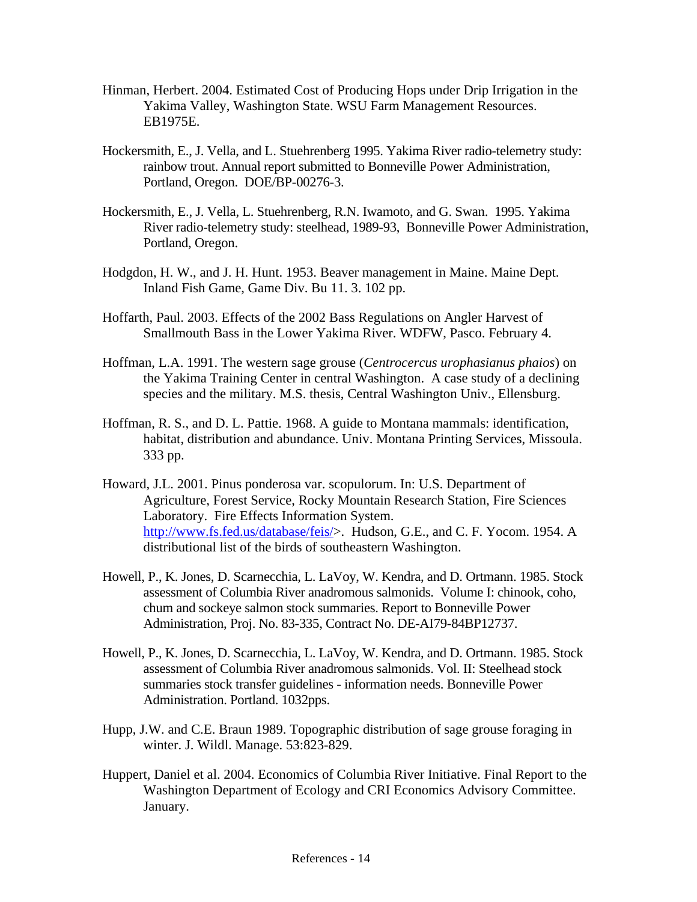Hinman, Herbert. 2004. Estimated Cost of Producing Hops under Drip Irrigation in the Yakima Valley, Washington State. WSU Farm Management Resources. EB1975E.

Hockersmith, E., J. Vella, and L. Stuehrenberg 1995. Yakima River radio-telemetry study: rainbow trout. Annual report submitted to Bonneville Power Administration, Portland, Oregon. DOE/BP-00276-3.

Hockersmith, E., J. Vella, L. Stuehrenberg, R.N. Iwamoto, and G. Swan. 1995. Yakima River radio-telemetry study: steelhead, 1989-93, Bonneville Power Administration, Portland, Oregon.

Hodgdon, H. W., and J. H. Hunt. 1953. Beaver management in Maine. Maine Dept. Inland Fish Game, Game Div. Bu 11. 3. 102 pp.

Hoffarth, Paul. 2003. Effects of the 2002 Bass Regulations on Angler Harvest of Smallmouth Bass in the Lower Yakima River. WDFW, Pasco. February 4.

Hoffman, L.A. 1991. The western sage grouse (*Centrocercus urophasianus phaios*) on the Yakima Training Center in central Washington. A case study of a declining species and the military. M.S. thesis, Central Washington Univ., Ellensburg.

Hoffman, R. S., and D. L. Pattie. 1968. A guide to Montana mammals: identification, habitat, distribution and abundance. Univ. Montana Printing Services, Missoula. 333 pp.

Howard, J.L. 2001. Pinus ponderosa var. scopulorum. In: U.S. Department of Agriculture, Forest Service, Rocky Mountain Research Station, Fire Sciences Laboratory. Fire Effects Information System. http://www.fs.fed.us/database/feis/>. Hudson, G.E., and C. F. Yocom. 1954. A distributional list of the birds of southeastern Washington.

Howell, P., K. Jones, D. Scarnecchia, L. LaVoy, W. Kendra, and D. Ortmann. 1985. Stock assessment of Columbia River anadromous salmonids. Volume I: chinook, coho, chum and sockeye salmon stock summaries. Report to Bonneville Power Administration, Proj. No. 83-335, Contract No. DE-AI79-84BP12737.

Howell, P., K. Jones, D. Scarnecchia, L. LaVoy, W. Kendra, and D. Ortmann. 1985. Stock assessment of Columbia River anadromous salmonids. Vol. II: Steelhead stock summaries stock transfer guidelines - information needs. Bonneville Power Administration. Portland. 1032pps.

Hupp, J.W. and C.E. Braun 1989. Topographic distribution of sage grouse foraging in winter. J. Wildl. Manage. 53:823-829.

Huppert, Daniel et al. 2004. Economics of Columbia River Initiative. Final Report to the Washington Department of Ecology and CRI Economics Advisory Committee. January.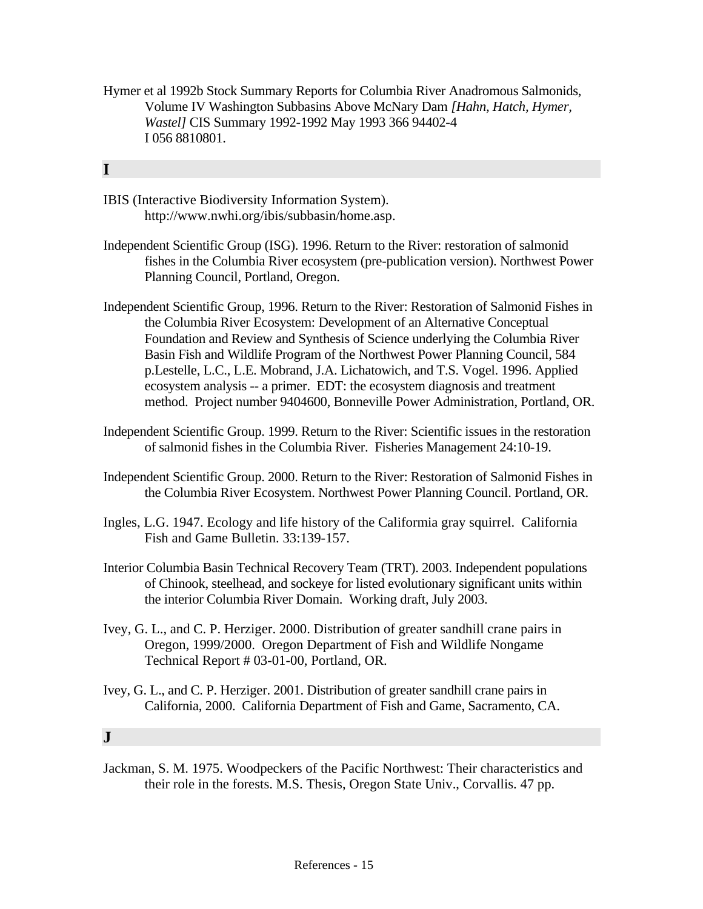Hymer et al 1992b Stock Summary Reports for Columbia River Anadromous Salmonids, Volume IV Washington Subbasins Above McNary Dam *[Hahn, Hatch, Hymer, Wastel]* CIS Summary 1992-1992 May 1993 366 94402-4 I 056 8810801.

## I

IBIS (Interactive Biodiversity Information System). http://www.nwhi.org/ibis/subbasin/home.asp.

Independent Scientific Group (ISG). 1996. Return to the River: restoration of salmonid fishes in the Columbia River ecosystem (pre-publication version). Northwest Power Planning Council, Portland, Oregon.

Independent Scientific Group, 1996. Return to the River: Restoration of Salmonid Fishes in the Columbia River Ecosystem: Development of an Alternative Conceptual Foundation and Review and Synthesis of Science underlying the Columbia River Basin Fish and Wildlife Program of the Northwest Power Planning Council, 584 p.Lestelle, L.C., L.E. Mobrand, J.A. Lichatowich, and T.S. Vogel. 1996. Applied ecosystem analysis -- a primer. EDT: the ecosystem diagnosis and treatment method. Project number 9404600, Bonneville Power Administration, Portland, OR.

Independent Scientific Group. 1999. Return to the River: Scientific issues in the restoration of salmonid fishes in the Columbia River. Fisheries Management 24:10-19.

Independent Scientific Group. 2000. Return to the River: Restoration of Salmonid Fishes in the Columbia River Ecosystem. Northwest Power Planning Council. Portland, OR.

Ingles, L.G. 1947. Ecology and life history of the California gray squirrel. California Fish and Game Bulletin. 33:139-157.

Interior Columbia Basin Technical Recovery Team (TRT). 2003. Independent populations of Chinook, steelhead, and sockeye for listed evolutionary significant units within the interior Columbia River Domain. Working draft, July 2003.

Ivey, G. L., and C. P. Herziger. 2000. Distribution of greater sandhill crane pairs in Oregon, 1999/2000. Oregon Department of Fish and Wildlife Nongame Technical Report # 03-01-00, Portland, OR.

Ivey, G. L., and C. P. Herziger. 2001. Distribution of greater sandhill crane pairs in California, 2000. California Department of Fish and Game, Sacramento, CA.

## J

Jackman, S. M. 1975. Woodpeckers of the Pacific Northwest: Their characteristics and their role in the forests. M.S. Thesis, Oregon State Univ., Corvallis. 47 pp.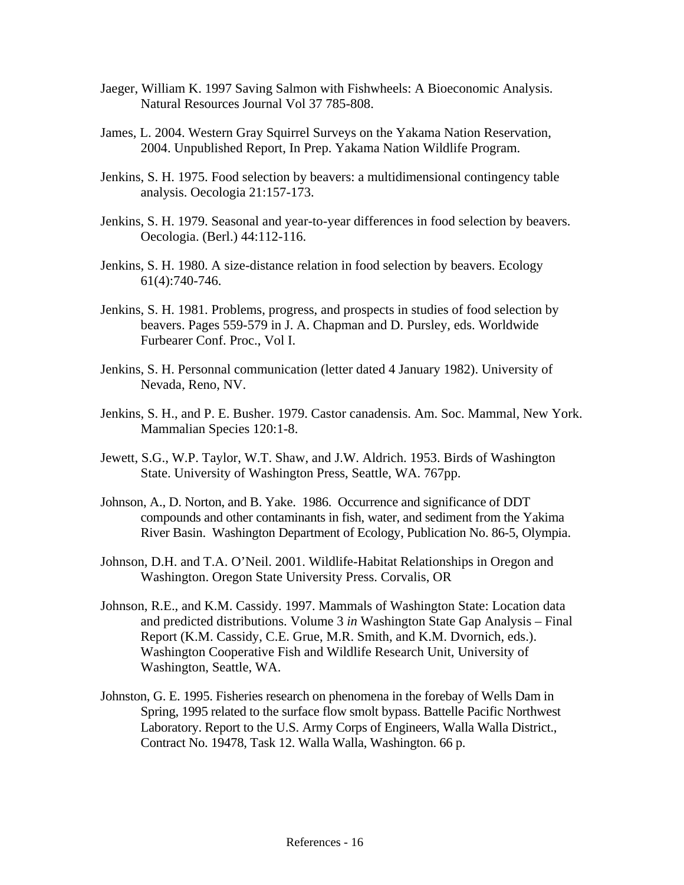Jaeger, William K. 1997 Saving Salmon with Fishwheels: A Bioeconomic Analysis. Natural Resources Journal Vol 37 785-808.

James, L. 2004. Western Gray Squirrel Surveys on the Yakama Nation Reservation, 2004. Unpublished Report, In Prep. Yakama Nation Wildlife Program.

Jenkins, S. H. 1975. Food selection by beavers: a multidimensional contingency table analysis. Oecologia 21:157-173.

Jenkins, S. H. 1979. Seasonal and year-to-year differences in food selection by beavers. Oecologia. (Berl.) 44:112-116.

Jenkins, S. H. 1980. A size-distance relation in food selection by beavers. Ecology 61(4):740-746.

Jenkins, S. H. 1981. Problems, progress, and prospects in studies of food selection by beavers. Pages 559-579 in J. A. Chapman and D. Pursley, eds. Worldwide Furbearer Conf. Proc., Vol I.

Jenkins, S. H. Personnal communication (letter dated 4 January 1982). University of Nevada, Reno, NV.

Jenkins, S. H., and P. E. Busher. 1979. Castor canadensis. Am. Soc. Mammal, New York. Mammalian Species 120:1-8.

Jewett, S.G., W.P. Taylor, W.T. Shaw, and J.W. Aldrich. 1953. Birds of Washington State. University of Washington Press, Seattle, WA. 767pp.

Johnson, A., D. Norton, and B. Yake. 1986. Occurrence and significance of DDT compounds and other contaminants in fish, water, and sediment from the Yakima River Basin. Washington Department of Ecology, Publication No. 86-5, Olympia.

Johnson, D.H. and T.A. O'Neil. 2001. Wildlife-Habitat Relationships in Oregon and Washington. Oregon State University Press. Corvalis, OR

Johnson, R.E., and K.M. Cassidy. 1997. Mammals of Washington State: Location data and predicted distributions. Volume 3 *in* Washington State Gap Analysis – Final Report (K.M. Cassidy, C.E. Grue, M.R. Smith, and K.M. Dvornich, eds.). Washington Cooperative Fish and Wildlife Research Unit, University of Washington, Seattle, WA.

Johnston, G. E. 1995. Fisheries research on phenomena in the forebay of Wells Dam in Spring, 1995 related to the surface flow smolt bypass. Battelle Pacific Northwest Laboratory. Report to the U.S. Army Corps of Engineers, Walla Walla District., Contract No. 19478, Task 12. Walla Walla, Washington. 66 p.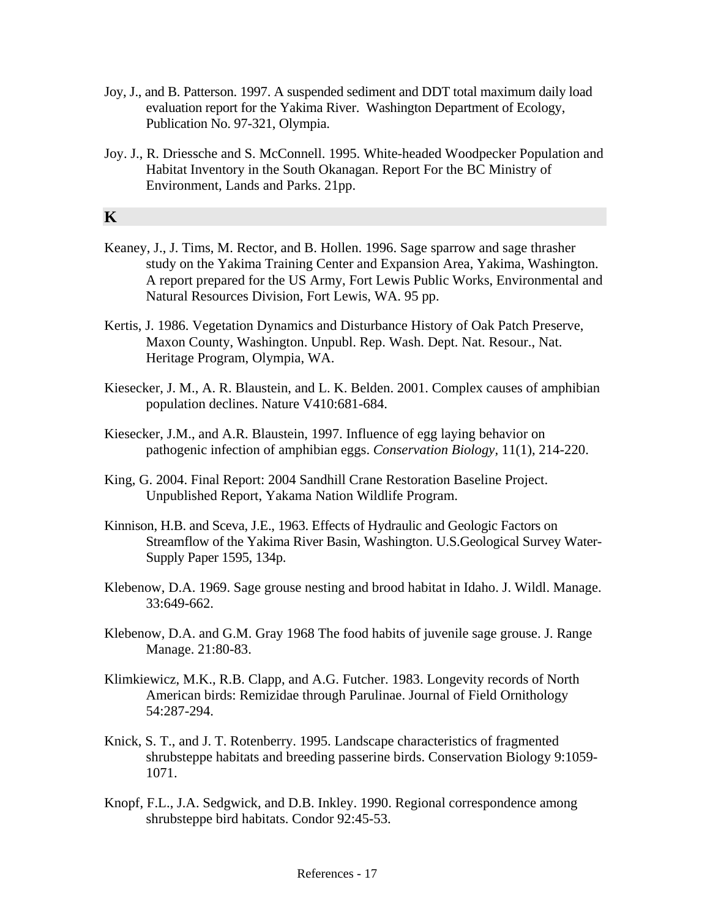Joy, J., and B. Patterson. 1997. A suspended sediment and DDT total maximum daily load evaluation report for the Yakima River. Washington Department of Ecology, Publication No. 97-321, Olympia.

Joy. J., R. Driessche and S. McConnell. 1995. White-headed Woodpecker Population and Habitat Inventory in the South Okanagan. Report For the BC Ministry of Environment, Lands and Parks. 21pp.

## K

Keaney, J., J. Tims, M. Rector, and B. Hollen. 1996. Sage sparrow and sage thrasher study on the Yakima Training Center and Expansion Area, Yakima, Washington. A report prepared for the US Army, Fort Lewis Public Works, Environmental and Natural Resources Division, Fort Lewis, WA. 95 pp.

Kertis, J. 1986. Vegetation Dynamics and Disturbance History of Oak Patch Preserve, Maxon County, Washington. Unpubl. Rep. Wash. Dept. Nat. Resour., Nat. Heritage Program, Olympia, WA.

Kiesecker, J. M., A. R. Blaustein, and L. K. Belden. 2001. Complex causes of amphibian population declines. Nature V410:681-684.

Kiesecker, J.M., and A.R. Blaustein, 1997. Influence of egg laying behavior on pathogenic infection of amphibian eggs. *Conservation Biology*, 11(1), 214-220.

King, G. 2004. Final Report: 2004 Sandhill Crane Restoration Baseline Project. Unpublished Report, Yakama Nation Wildlife Program.

Kinnison, H.B. and Sceva, J.E., 1963. Effects of Hydraulic and Geologic Factors on Streamflow of the Yakima River Basin, Washington. U.S.Geological Survey Water-Supply Paper 1595, 134p.

Klebenow, D.A. 1969. Sage grouse nesting and brood habitat in Idaho. J. Wildl. Manage. 33:649-662.

Klebenow, D.A. and G.M. Gray 1968 The food habits of juvenile sage grouse. J. Range Manage. 21:80-83.

Klimkiewicz, M.K., R.B. Clapp, and A.G. Futcher. 1983. Longevity records of North American birds: Remizidae through Parulinae. Journal of Field Ornithology 54:287-294.

Knick, S. T., and J. T. Rotenberry. 1995. Landscape characteristics of fragmented shrubsteppe habitats and breeding passerine birds. Conservation Biology 9:1059-1071.

Knopf, F.L., J.A. Sedgwick, and D.B. Inkley. 1990. Regional correspondence among shrubsteppe bird habitats. Condor 92:45-53.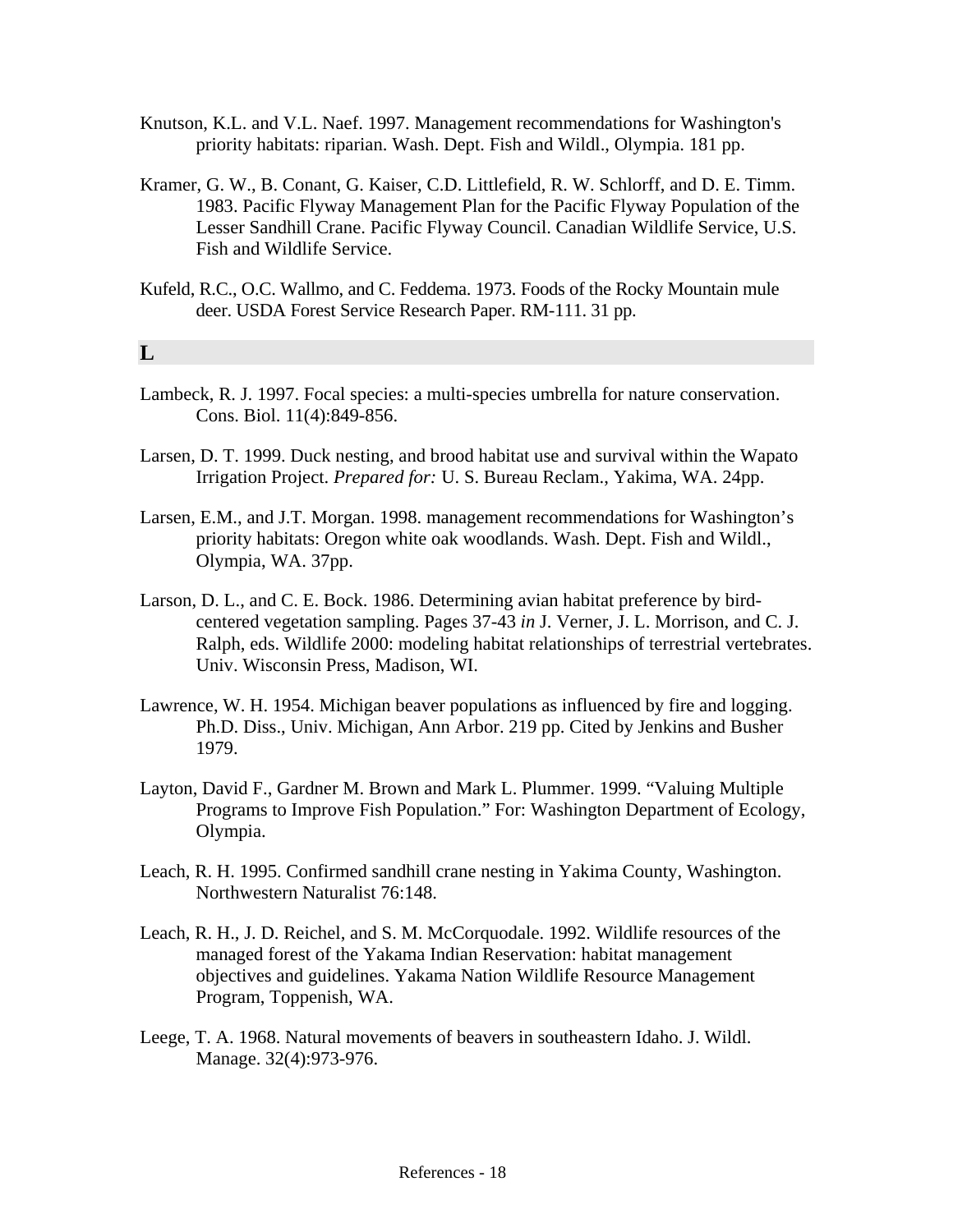Knutson, K.L. and V.L. Naef. 1997. Management recommendations for Washington's priority habitats: riparian. Wash. Dept. Fish and Wildl., Olympia. 181 pp.

Kramer, G. W., B. Conant, G. Kaiser, C.D. Littlefield, R. W. Schlorff, and D. E. Timm. 1983. Pacific Flyway Management Plan for the Pacific Flyway Population of the Lesser Sandhill Crane. Pacific Flyway Council. Canadian Wildlife Service, U.S. Fish and Wildlife Service.

Kufeld, R.C., O.C. Wallmo, and C. Feddema. 1973. Foods of the Rocky Mountain mule deer. USDA Forest Service Research Paper. RM-111. 31 pp.

## L

Lambeck, R. J. 1997. Focal species: a multi-species umbrella for nature conservation. Cons. Biol. 11(4):849-856.

Larsen, D. T. 1999. Duck nesting, and brood habitat use and survival within the Wapato Irrigation Project. *Prepared for:* U. S. Bureau Reclam., Yakima, WA. 24pp.

Larsen, E.M., and J.T. Morgan. 1998. management recommendations for Washington's priority habitats: Oregon white oak woodlands. Wash. Dept. Fish and Wildl., Olympia, WA. 37pp.

Larson, D. L., and C. E. Bock. 1986. Determining avian habitat preference by bird-centered vegetation sampling. Pages 37-43 *in* J. Verner, J. L. Morrison, and C. J. Ralph, eds. Wildlife 2000: modeling habitat relationships of terrestrial vertebrates. Univ. Wisconsin Press, Madison, WI.

Lawrence, W. H. 1954. Michigan beaver populations as influenced by fire and logging. Ph.D. Diss., Univ. Michigan, Ann Arbor. 219 pp. Cited by Jenkins and Busher 1979.

Layton, David F., Gardner M. Brown and Mark L. Plummer. 1999. "Valuing Multiple Programs to Improve Fish Population." For: Washington Department of Ecology, Olympia.

Leach, R. H. 1995. Confirmed sandhill crane nesting in Yakima County, Washington. Northwestern Naturalist 76:148.

Leach, R. H., J. D. Reichel, and S. M. McCorquodale. 1992. Wildlife resources of the managed forest of the Yakama Indian Reservation: habitat management objectives and guidelines. Yakama Nation Wildlife Resource Management Program, Toppenish, WA.

Leege, T. A. 1968. Natural movements of beavers in southeastern Idaho. J. Wildl. Manage. 32(4):973-976.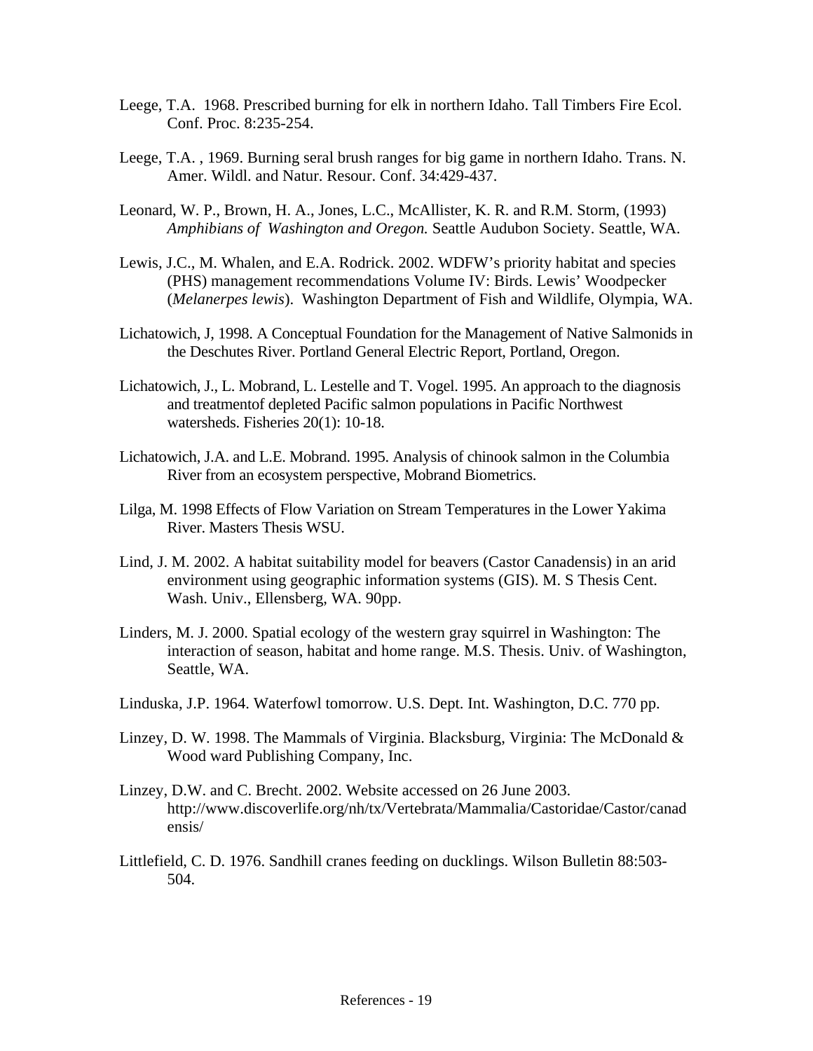Leege, T.A. 1968. Prescribed burning for elk in northern Idaho. Tall Timbers Fire Ecol. Conf. Proc. 8:235-254.

Leege, T.A. , 1969. Burning seral brush ranges for big game in northern Idaho. Trans. N. Amer. Wildl. and Natur. Resour. Conf. 34:429-437.

Leonard, W. P., Brown, H. A., Jones, L.C., McAllister, K. R. and R.M. Storm, (1993) *Amphibians of Washington and Oregon.* Seattle Audubon Society. Seattle, WA.

Lewis, J.C., M. Whalen, and E.A. Rodrick. 2002. WDFW's priority habitat and species (PHS) management recommendations Volume IV: Birds. Lewis' Woodpecker (*Melanerpes lewis*). Washington Department of Fish and Wildlife, Olympia, WA.

Lichatowich, J, 1998. A Conceptual Foundation for the Management of Native Salmonids in the Deschutes River. Portland General Electric Report, Portland, Oregon.

Lichatowich, J., L. Mobrand, L. Lestelle and T. Vogel. 1995. An approach to the diagnosis and treatmentof depleted Pacific salmon populations in Pacific Northwest watersheds. Fisheries 20(1): 10-18.

Lichatowich, J.A. and L.E. Mobrand. 1995. Analysis of chinook salmon in the Columbia River from an ecosystem perspective, Mobrand Biometrics.

Lilga, M. 1998 Effects of Flow Variation on Stream Temperatures in the Lower Yakima River. Masters Thesis WSU.

Lind, J. M. 2002. A habitat suitability model for beavers (Castor Canadensis) in an arid environment using geographic information systems (GIS). M. S Thesis Cent. Wash. Univ., Ellensberg, WA. 90pp.

Linders, M. J. 2000. Spatial ecology of the western gray squirrel in Washington: The interaction of season, habitat and home range. M.S. Thesis. Univ. of Washington, Seattle, WA.

Linduska, J.P. 1964. Waterfowl tomorrow. U.S. Dept. Int. Washington, D.C. 770 pp.

Linzey, D. W. 1998. The Mammals of Virginia. Blacksburg, Virginia: The McDonald & Wood ward Publishing Company, Inc.

Linzey, D.W. and C. Brecht. 2002. Website accessed on 26 June 2003. http://www.discoverlife.org/nh/tx/Vertebrata/Mammalia/Castoridae/Castor/canadensis/

Littlefield, C. D. 1976. Sandhill cranes feeding on ducklings. Wilson Bulletin 88:503-504.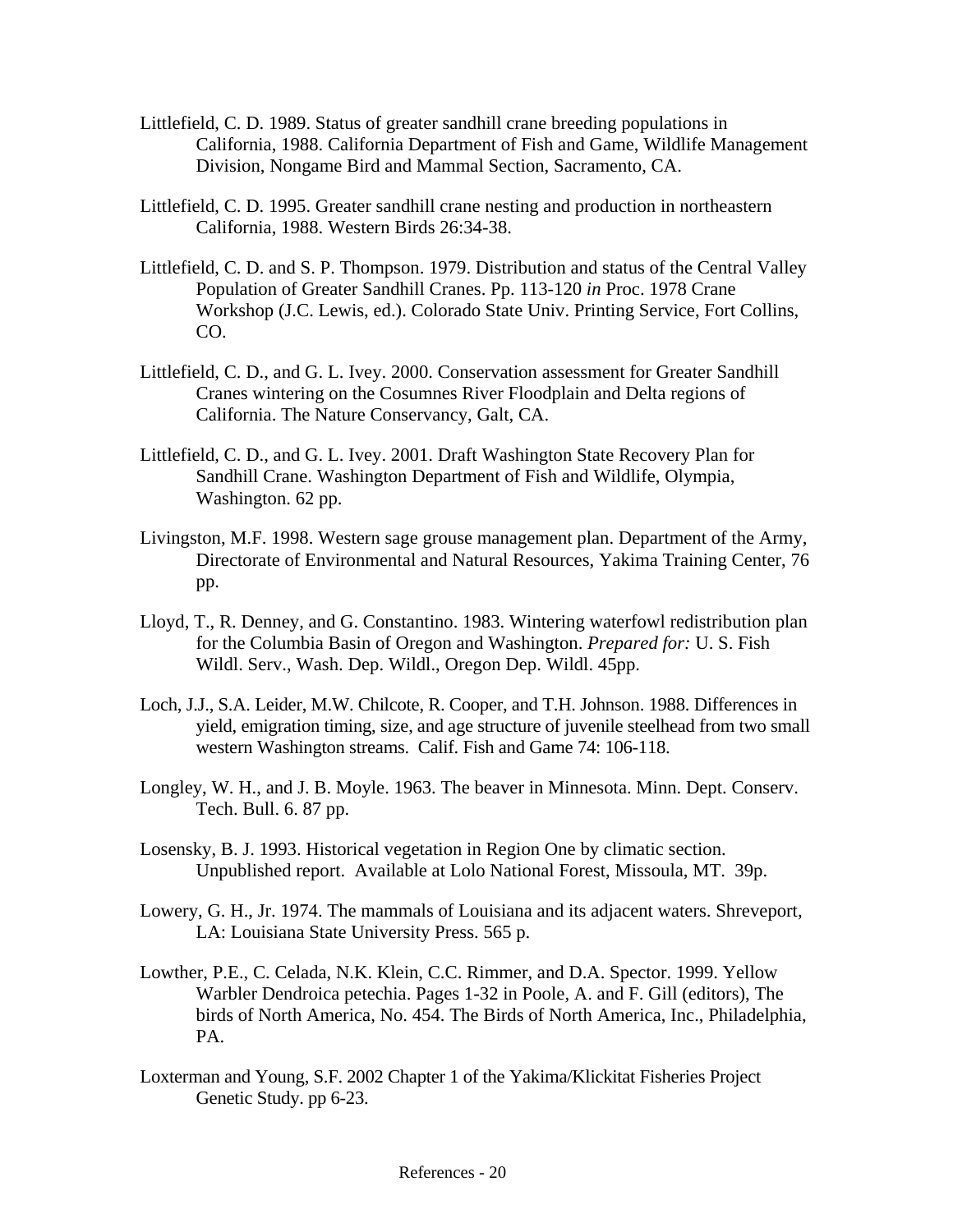Littlefield, C. D. 1989. Status of greater sandhill crane breeding populations in California, 1988. California Department of Fish and Game, Wildlife Management Division, Nongame Bird and Mammal Section, Sacramento, CA.

Littlefield, C. D. 1995. Greater sandhill crane nesting and production in northeastern California, 1988. Western Birds 26:34-38.

Littlefield, C. D. and S. P. Thompson. 1979. Distribution and status of the Central Valley Population of Greater Sandhill Cranes. Pp. 113-120 *in* Proc. 1978 Crane Workshop (J.C. Lewis, ed.). Colorado State Univ. Printing Service, Fort Collins, CO.

Littlefield, C. D., and G. L. Ivey. 2000. Conservation assessment for Greater Sandhill Cranes wintering on the Cosumnes River Floodplain and Delta regions of California. The Nature Conservancy, Galt, CA.

Littlefield, C. D., and G. L. Ivey. 2001. Draft Washington State Recovery Plan for Sandhill Crane. Washington Department of Fish and Wildlife, Olympia, Washington. 62 pp.

Livingston, M.F. 1998. Western sage grouse management plan. Department of the Army, Directorate of Environmental and Natural Resources, Yakima Training Center, 76 pp.

Lloyd, T., R. Denney, and G. Constantino. 1983. Wintering waterfowl redistribution plan for the Columbia Basin of Oregon and Washington. *Prepared for:* U. S. Fish Wildl. Serv., Wash. Dep. Wildl., Oregon Dep. Wildl. 45pp.

Loch, J.J., S.A. Leider, M.W. Chilcote, R. Cooper, and T.H. Johnson. 1988. Differences in yield, emigration timing, size, and age structure of juvenile steelhead from two small western Washington streams. Calif. Fish and Game 74: 106-118.

Longley, W. H., and J. B. Moyle. 1963. The beaver in Minnesota. Minn. Dept. Conserv. Tech. Bull. 6. 87 pp.

Losensky, B. J. 1993. Historical vegetation in Region One by climatic section. Unpublished report. Available at Lolo National Forest, Missoula, MT. 39p.

Lowery, G. H., Jr. 1974. The mammals of Louisiana and its adjacent waters. Shreveport, LA: Louisiana State University Press. 565 p.

Lowther, P.E., C. Celada, N.K. Klein, C.C. Rimmer, and D.A. Spector. 1999. Yellow Warbler Dendroica petechia. Pages 1-32 in Poole, A. and F. Gill (editors), The birds of North America, No. 454. The Birds of North America, Inc., Philadelphia, PA.

Loxterman and Young, S.F. 2002 Chapter 1 of the Yakima/Klickitat Fisheries Project Genetic Study. pp 6-23.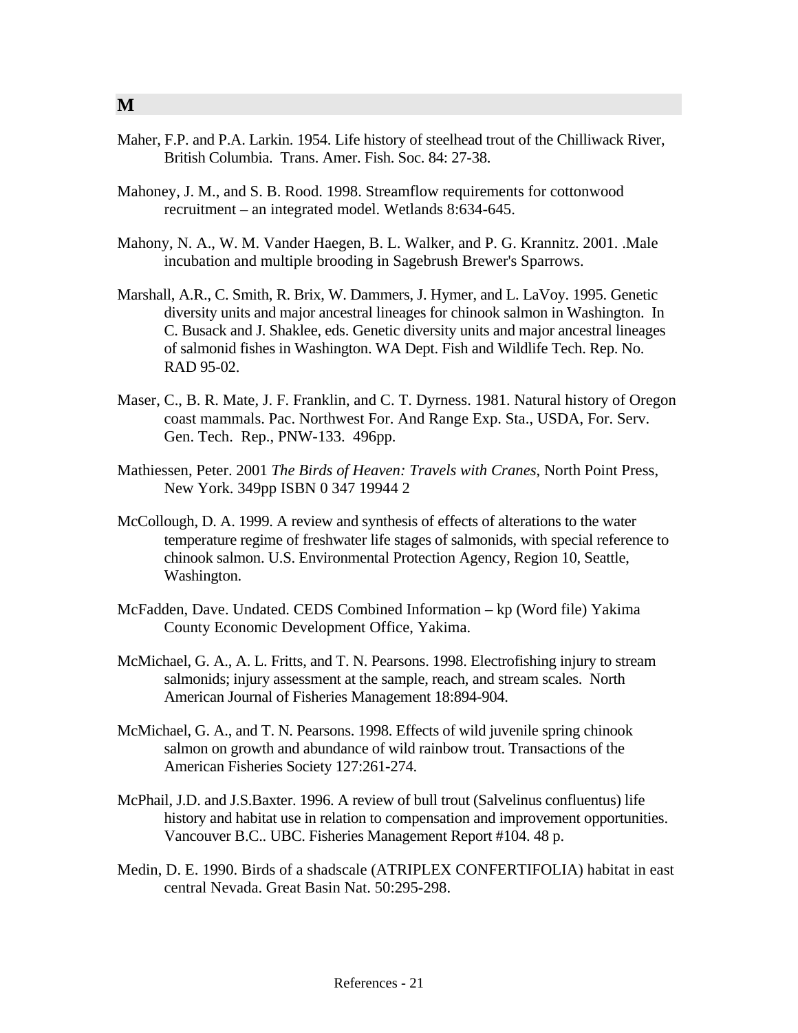## M

Maher, F.P. and P.A. Larkin. 1954. Life history of steelhead trout of the Chilliwack River, British Columbia. Trans. Amer. Fish. Soc. 84: 27-38.

Mahoney, J. M., and S. B. Rood. 1998. Streamflow requirements for cottonwood recruitment – an integrated model. Wetlands 8:634-645.

Mahony, N. A., W. M. Vander Haegen, B. L. Walker, and P. G. Krannitz. 2001. .Male incubation and multiple brooding in Sagebrush Brewer's Sparrows.

Marshall, A.R., C. Smith, R. Brix, W. Dammers, J. Hymer, and L. LaVoy. 1995. Genetic diversity units and major ancestral lineages for chinook salmon in Washington. In C. Busack and J. Shaklee, eds. Genetic diversity units and major ancestral lineages of salmonid fishes in Washington. WA Dept. Fish and Wildlife Tech. Rep. No. RAD 95-02.

Maser, C., B. R. Mate, J. F. Franklin, and C. T. Dyrness. 1981. Natural history of Oregon coast mammals. Pac. Northwest For. And Range Exp. Sta., USDA, For. Serv. Gen. Tech. Rep., PNW-133. 496pp.

Mathiessen, Peter. 2001 *The Birds of Heaven: Travels with Cranes*, North Point Press, New York. 349pp ISBN 0 347 19944 2

McCollough, D. A. 1999. A review and synthesis of effects of alterations to the water temperature regime of freshwater life stages of salmonids, with special reference to chinook salmon. U.S. Environmental Protection Agency, Region 10, Seattle, Washington.

McFadden, Dave. Undated. CEDS Combined Information – kp (Word file) Yakima County Economic Development Office, Yakima.

McMichael, G. A., A. L. Fritts, and T. N. Pearsons. 1998. Electrofishing injury to stream salmonids; injury assessment at the sample, reach, and stream scales. North American Journal of Fisheries Management 18:894-904.

McMichael, G. A., and T. N. Pearsons. 1998. Effects of wild juvenile spring chinook salmon on growth and abundance of wild rainbow trout. Transactions of the American Fisheries Society 127:261-274.

McPhail, J.D. and J.S.Baxter. 1996. A review of bull trout (Salvelinus confluentus) life history and habitat use in relation to compensation and improvement opportunities. Vancouver B.C.. UBC. Fisheries Management Report #104. 48 p.

Medin, D. E. 1990. Birds of a shadscale (ATRIPLEX CONFERTIFOLIA) habitat in east central Nevada. Great Basin Nat. 50:295-298.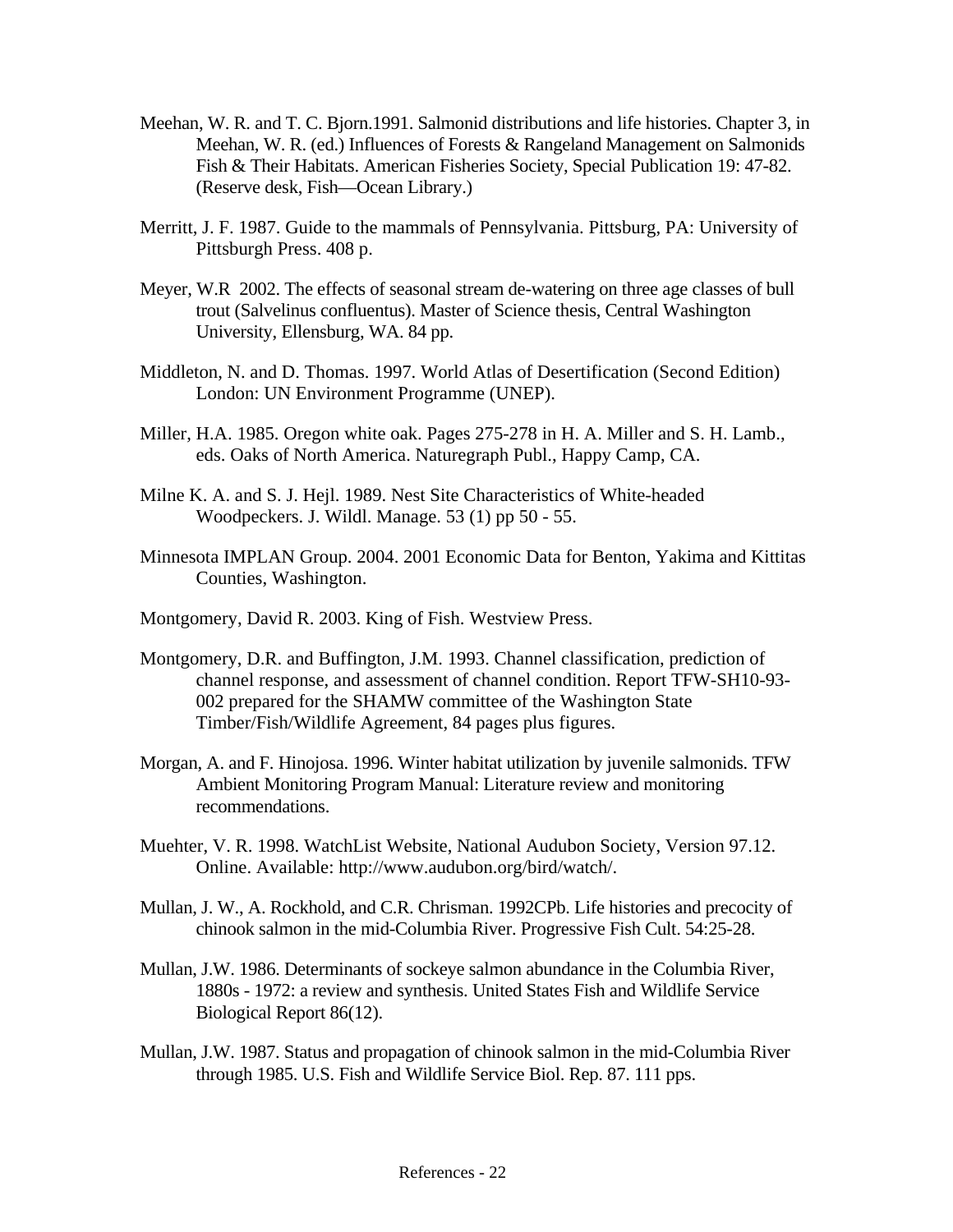Meehan, W. R. and T. C. Bjorn.1991. Salmonid distributions and life histories. Chapter 3, in Meehan, W. R. (ed.) Influences of Forests & Rangeland Management on Salmonids Fish & Their Habitats. American Fisheries Society, Special Publication 19: 47-82. (Reserve desk, Fish—Ocean Library.)

Merritt, J. F. 1987. Guide to the mammals of Pennsylvania. Pittsburg, PA: University of Pittsburgh Press. 408 p.

Meyer, W.R  2002. The effects of seasonal stream de-watering on three age classes of bull trout (Salvelinus confluentus). Master of Science thesis, Central Washington University, Ellensburg, WA. 84 pp.

Middleton, N. and D. Thomas. 1997. World Atlas of Desertification (Second Edition) London: UN Environment Programme (UNEP).

Miller, H.A. 1985. Oregon white oak. Pages 275-278 in H. A. Miller and S. H. Lamb., eds. Oaks of North America. Naturegraph Publ., Happy Camp, CA.

Milne K. A. and S. J. Hejl. 1989. Nest Site Characteristics of White-headed Woodpeckers. J. Wildl. Manage. 53 (1) pp 50 - 55.

Minnesota IMPLAN Group. 2004. 2001 Economic Data for Benton, Yakima and Kittitas Counties, Washington.

Montgomery, David R. 2003. King of Fish. Westview Press.

Montgomery, D.R. and Buffington, J.M. 1993. Channel classification, prediction of channel response, and assessment of channel condition. Report TFW-SH10-93-002 prepared for the SHAMW committee of the Washington State Timber/Fish/Wildlife Agreement, 84 pages plus figures.

Morgan, A. and F. Hinojosa. 1996. Winter habitat utilization by juvenile salmonids. TFW Ambient Monitoring Program Manual: Literature review and monitoring recommendations.

Muehter, V. R. 1998. WatchList Website, National Audubon Society, Version 97.12. Online. Available: http://www.audubon.org/bird/watch/.

Mullan, J. W., A. Rockhold, and C.R. Chrisman. 1992CPb. Life histories and precocity of chinook salmon in the mid-Columbia River. Progressive Fish Cult. 54:25-28.

Mullan, J.W. 1986. Determinants of sockeye salmon abundance in the Columbia River, 1880s - 1972: a review and synthesis. United States Fish and Wildlife Service Biological Report 86(12).

Mullan, J.W. 1987. Status and propagation of chinook salmon in the mid-Columbia River through 1985. U.S. Fish and Wildlife Service Biol. Rep. 87. 111 pps.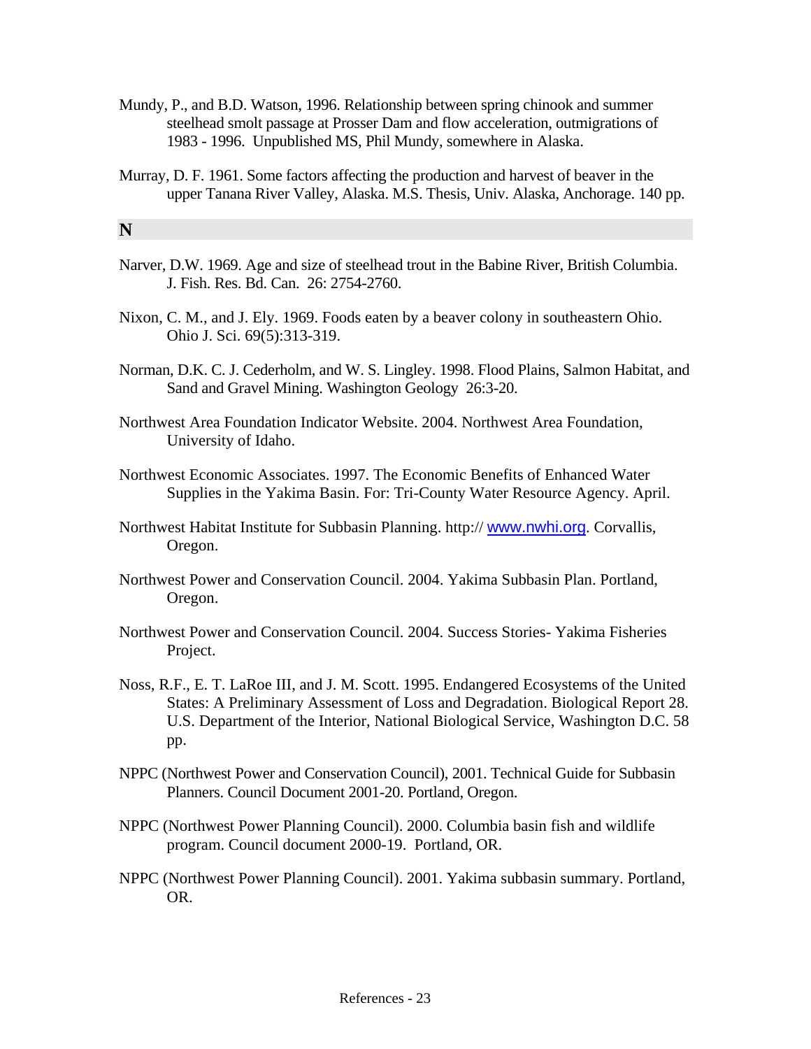Mundy, P., and B.D. Watson, 1996. Relationship between spring chinook and summer steelhead smolt passage at Prosser Dam and flow acceleration, outmigrations of 1983 - 1996. Unpublished MS, Phil Mundy, somewhere in Alaska.

Murray, D. F. 1961. Some factors affecting the production and harvest of beaver in the upper Tanana River Valley, Alaska. M.S. Thesis, Univ. Alaska, Anchorage. 140 pp.

## N

Narver, D.W. 1969. Age and size of steelhead trout in the Babine River, British Columbia. J. Fish. Res. Bd. Can. 26: 2754-2760.

Nixon, C. M., and J. Ely. 1969. Foods eaten by a beaver colony in southeastern Ohio. Ohio J. Sci. 69(5):313-319.

Norman, D.K. C. J. Cederholm, and W. S. Lingley. 1998. Flood Plains, Salmon Habitat, and Sand and Gravel Mining. Washington Geology 26:3-20.

Northwest Area Foundation Indicator Website. 2004. Northwest Area Foundation, University of Idaho.

Northwest Economic Associates. 1997. The Economic Benefits of Enhanced Water Supplies in the Yakima Basin. For: Tri-County Water Resource Agency. April.

Northwest Habitat Institute for Subbasin Planning. http:// www.nwhi.org. Corvallis, Oregon.

Northwest Power and Conservation Council. 2004. Yakima Subbasin Plan. Portland, Oregon.

Northwest Power and Conservation Council. 2004. Success Stories- Yakima Fisheries Project.

Noss, R.F., E. T. LaRoe III, and J. M. Scott. 1995. Endangered Ecosystems of the United States: A Preliminary Assessment of Loss and Degradation. Biological Report 28. U.S. Department of the Interior, National Biological Service, Washington D.C. 58 pp.

NPPC (Northwest Power and Conservation Council), 2001. Technical Guide for Subbasin Planners. Council Document 2001-20. Portland, Oregon.

NPPC (Northwest Power Planning Council). 2000. Columbia basin fish and wildlife program. Council document 2000-19. Portland, OR.

NPPC (Northwest Power Planning Council). 2001. Yakima subbasin summary. Portland, OR.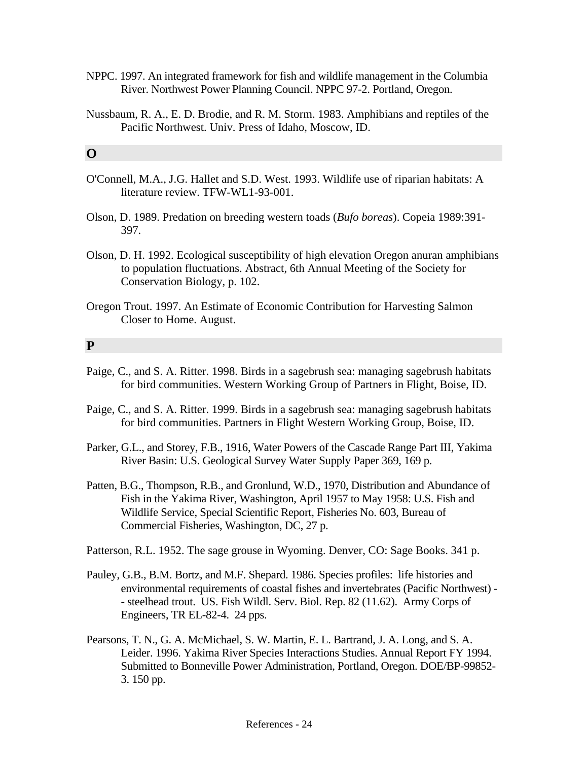NPPC. 1997. An integrated framework for fish and wildlife management in the Columbia River. Northwest Power Planning Council. NPPC 97-2. Portland, Oregon.

Nussbaum, R. A., E. D. Brodie, and R. M. Storm. 1983. Amphibians and reptiles of the Pacific Northwest. Univ. Press of Idaho, Moscow, ID.

## O

O'Connell, M.A., J.G. Hallet and S.D. West. 1993. Wildlife use of riparian habitats: A literature review. TFW-WL1-93-001.

Olson, D. 1989. Predation on breeding western toads (*Bufo boreas*). Copeia 1989:391-397.

Olson, D. H. 1992. Ecological susceptibility of high elevation Oregon anuran amphibians to population fluctuations. Abstract, 6th Annual Meeting of the Society for Conservation Biology, p. 102.

Oregon Trout. 1997. An Estimate of Economic Contribution for Harvesting Salmon Closer to Home. August.

## P

Paige, C., and S. A. Ritter. 1998. Birds in a sagebrush sea: managing sagebrush habitats for bird communities. Western Working Group of Partners in Flight, Boise, ID.

Paige, C., and S. A. Ritter. 1999. Birds in a sagebrush sea: managing sagebrush habitats for bird communities. Partners in Flight Western Working Group, Boise, ID.

Parker, G.L., and Storey, F.B., 1916, Water Powers of the Cascade Range Part III, Yakima River Basin: U.S. Geological Survey Water Supply Paper 369, 169 p.

Patten, B.G., Thompson, R.B., and Gronlund, W.D., 1970, Distribution and Abundance of Fish in the Yakima River, Washington, April 1957 to May 1958: U.S. Fish and Wildlife Service, Special Scientific Report, Fisheries No. 603, Bureau of Commercial Fisheries, Washington, DC, 27 p.

Patterson, R.L. 1952. The sage grouse in Wyoming. Denver, CO: Sage Books. 341 p.

Pauley, G.B., B.M. Bortz, and M.F. Shepard. 1986. Species profiles: life histories and environmental requirements of coastal fishes and invertebrates (Pacific Northwest) -- steelhead trout. US. Fish Wildl. Serv. Biol. Rep. 82 (11.62). Army Corps of Engineers, TR EL-82-4. 24 pps.

Pearsons, T. N., G. A. McMichael, S. W. Martin, E. L. Bartrand, J. A. Long, and S. A. Leider. 1996. Yakima River Species Interactions Studies. Annual Report FY 1994. Submitted to Bonneville Power Administration, Portland, Oregon. DOE/BP-99852-3. 150 pp.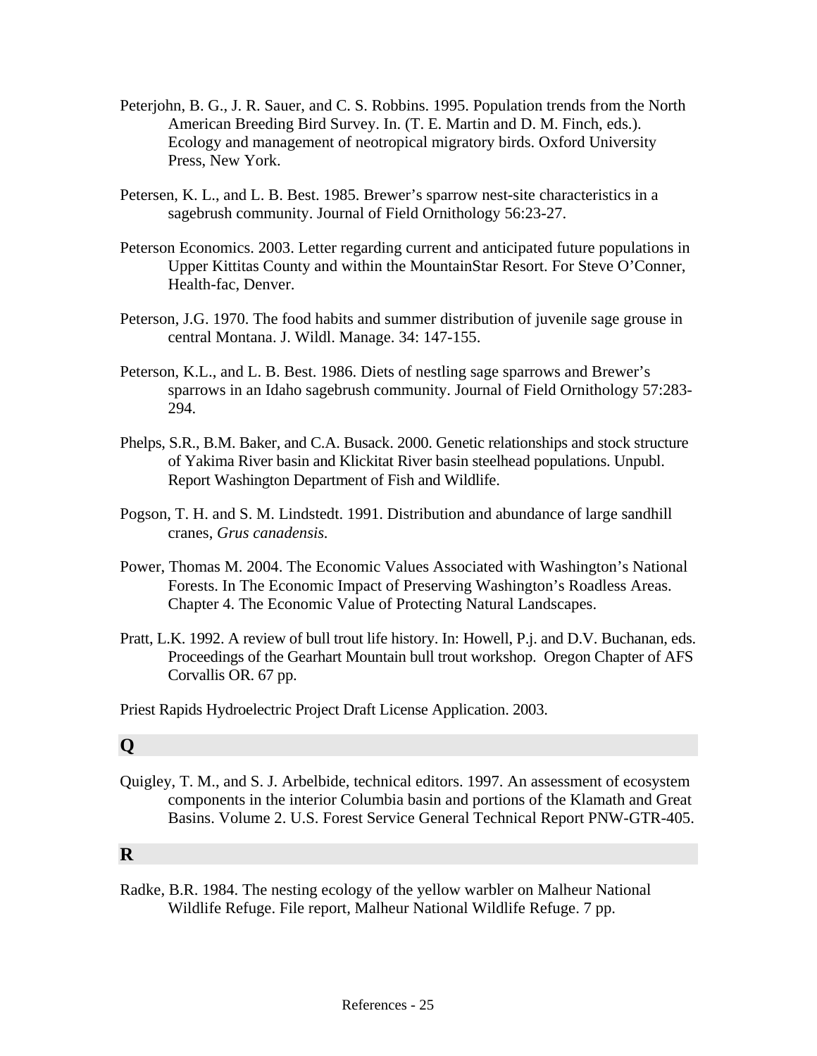Peterjohn, B. G., J. R. Sauer, and C. S. Robbins. 1995. Population trends from the North American Breeding Bird Survey. In. (T. E. Martin and D. M. Finch, eds.). Ecology and management of neotropical migratory birds. Oxford University Press, New York.

Petersen, K. L., and L. B. Best. 1985. Brewer's sparrow nest-site characteristics in a sagebrush community. Journal of Field Ornithology 56:23-27.

Peterson Economics. 2003. Letter regarding current and anticipated future populations in Upper Kittitas County and within the MountainStar Resort. For Steve O'Conner, Health-fac, Denver.

Peterson, J.G. 1970. The food habits and summer distribution of juvenile sage grouse in central Montana. J. Wildl. Manage. 34: 147-155.

Peterson, K.L., and L. B. Best. 1986. Diets of nestling sage sparrows and Brewer's sparrows in an Idaho sagebrush community. Journal of Field Ornithology 57:283-294.

Phelps, S.R., B.M. Baker, and C.A. Busack. 2000. Genetic relationships and stock structure of Yakima River basin and Klickitat River basin steelhead populations. Unpubl. Report Washington Department of Fish and Wildlife.

Pogson, T. H. and S. M. Lindstedt. 1991. Distribution and abundance of large sandhill cranes, *Grus canadensis.*

Power, Thomas M. 2004. The Economic Values Associated with Washington's National Forests. In The Economic Impact of Preserving Washington's Roadless Areas. Chapter 4. The Economic Value of Protecting Natural Landscapes.

Pratt, L.K. 1992. A review of bull trout life history. In: Howell, P.j. and D.V. Buchanan, eds. Proceedings of the Gearhart Mountain bull trout workshop. Oregon Chapter of AFS Corvallis OR. 67 pp.

Priest Rapids Hydroelectric Project Draft License Application. 2003.

## Q

Quigley, T. M., and S. J. Arbelbide, technical editors. 1997. An assessment of ecosystem components in the interior Columbia basin and portions of the Klamath and Great Basins. Volume 2. U.S. Forest Service General Technical Report PNW-GTR-405.

## R

Radke, B.R. 1984. The nesting ecology of the yellow warbler on Malheur National Wildlife Refuge. File report, Malheur National Wildlife Refuge. 7 pp.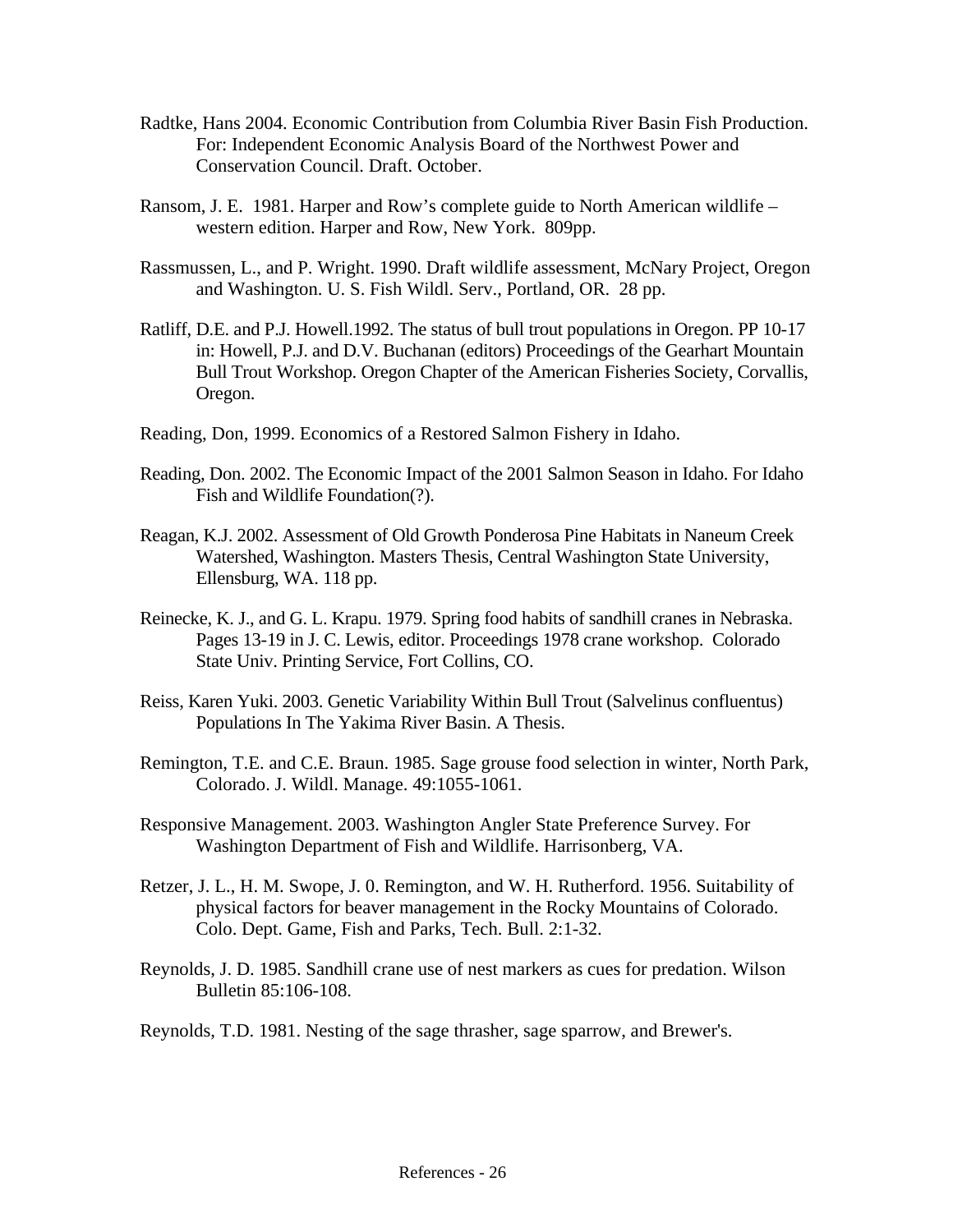Radtke, Hans 2004. Economic Contribution from Columbia River Basin Fish Production. For: Independent Economic Analysis Board of the Northwest Power and Conservation Council. Draft. October.

Ransom, J. E. 1981. Harper and Row's complete guide to North American wildlife – western edition. Harper and Row, New York. 809pp.

Rassmussen, L., and P. Wright. 1990. Draft wildlife assessment, McNary Project, Oregon and Washington. U. S. Fish Wildl. Serv., Portland, OR. 28 pp.

Ratliff, D.E. and P.J. Howell.1992. The status of bull trout populations in Oregon. PP 10-17 in: Howell, P.J. and D.V. Buchanan (editors) Proceedings of the Gearhart Mountain Bull Trout Workshop. Oregon Chapter of the American Fisheries Society, Corvallis, Oregon.

Reading, Don, 1999. Economics of a Restored Salmon Fishery in Idaho.

Reading, Don. 2002. The Economic Impact of the 2001 Salmon Season in Idaho. For Idaho Fish and Wildlife Foundation(?).

Reagan, K.J. 2002. Assessment of Old Growth Ponderosa Pine Habitats in Naneum Creek Watershed, Washington. Masters Thesis, Central Washington State University, Ellensburg, WA. 118 pp.

Reinecke, K. J., and G. L. Krapu. 1979. Spring food habits of sandhill cranes in Nebraska. Pages 13-19 in J. C. Lewis, editor. Proceedings 1978 crane workshop. Colorado State Univ. Printing Service, Fort Collins, CO.

Reiss, Karen Yuki. 2003. Genetic Variability Within Bull Trout (Salvelinus confluentus) Populations In The Yakima River Basin. A Thesis.

Remington, T.E. and C.E. Braun. 1985. Sage grouse food selection in winter, North Park, Colorado. J. Wildl. Manage. 49:1055-1061.

Responsive Management. 2003. Washington Angler State Preference Survey. For Washington Department of Fish and Wildlife. Harrisonberg, VA.

Retzer, J. L., H. M. Swope, J. 0. Remington, and W. H. Rutherford. 1956. Suitability of physical factors for beaver management in the Rocky Mountains of Colorado. Colo. Dept. Game, Fish and Parks, Tech. Bull. 2:1-32.

Reynolds, J. D. 1985. Sandhill crane use of nest markers as cues for predation. Wilson Bulletin 85:106-108.

Reynolds, T.D. 1981. Nesting of the sage thrasher, sage sparrow, and Brewer's.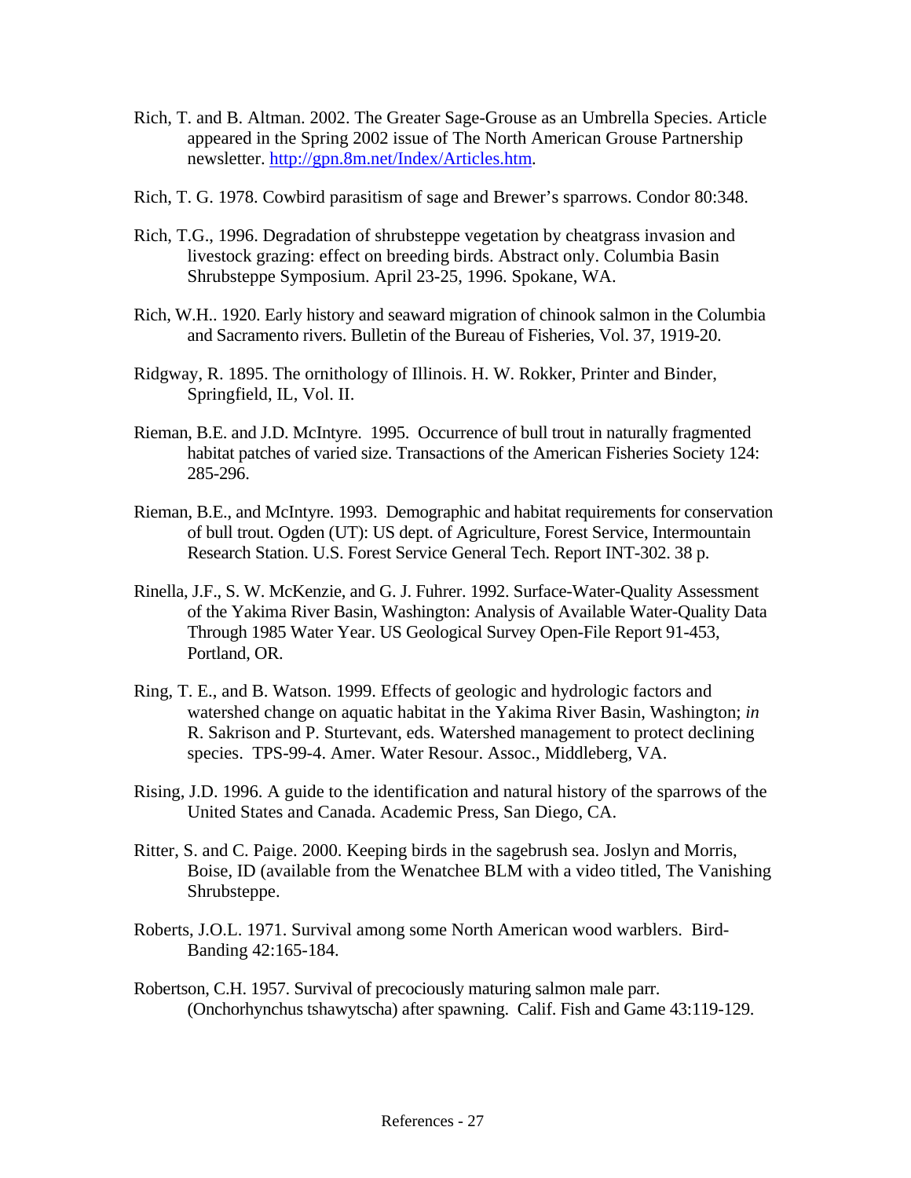Rich, T. and B. Altman. 2002. The Greater Sage-Grouse as an Umbrella Species. Article appeared in the Spring 2002 issue of The North American Grouse Partnership newsletter. http://gpn.8m.net/Index/Articles.htm.

Rich, T. G. 1978. Cowbird parasitism of sage and Brewer's sparrows. Condor 80:348.

Rich, T.G., 1996. Degradation of shrubsteppe vegetation by cheatgrass invasion and livestock grazing: effect on breeding birds. Abstract only. Columbia Basin Shrubsteppe Symposium. April 23-25, 1996. Spokane, WA.

Rich, W.H.. 1920. Early history and seaward migration of chinook salmon in the Columbia and Sacramento rivers. Bulletin of the Bureau of Fisheries, Vol. 37, 1919-20.

Ridgway, R. 1895. The ornithology of Illinois. H. W. Rokker, Printer and Binder, Springfield, IL, Vol. II.

Rieman, B.E. and J.D. McIntyre. 1995. Occurrence of bull trout in naturally fragmented habitat patches of varied size. Transactions of the American Fisheries Society 124: 285-296.

Rieman, B.E., and McIntyre. 1993. Demographic and habitat requirements for conservation of bull trout. Ogden (UT): US dept. of Agriculture, Forest Service, Intermountain Research Station. U.S. Forest Service General Tech. Report INT-302. 38 p.

Rinella, J.F., S. W. McKenzie, and G. J. Fuhrer. 1992. Surface-Water-Quality Assessment of the Yakima River Basin, Washington: Analysis of Available Water-Quality Data Through 1985 Water Year. US Geological Survey Open-File Report 91-453, Portland, OR.

Ring, T. E., and B. Watson. 1999. Effects of geologic and hydrologic factors and watershed change on aquatic habitat in the Yakima River Basin, Washington; *in* R. Sakrison and P. Sturtevant, eds. Watershed management to protect declining species. TPS-99-4. Amer. Water Resour. Assoc., Middleberg, VA.

Rising, J.D. 1996. A guide to the identification and natural history of the sparrows of the United States and Canada. Academic Press, San Diego, CA.

Ritter, S. and C. Paige. 2000. Keeping birds in the sagebrush sea. Joslyn and Morris, Boise, ID (available from the Wenatchee BLM with a video titled, The Vanishing Shrubsteppe.

Roberts, J.O.L. 1971. Survival among some North American wood warblers. Bird-Banding 42:165-184.

Robertson, C.H. 1957. Survival of precociously maturing salmon male parr. (Onchorhynchus tshawytscha) after spawning. Calif. Fish and Game 43:119-129.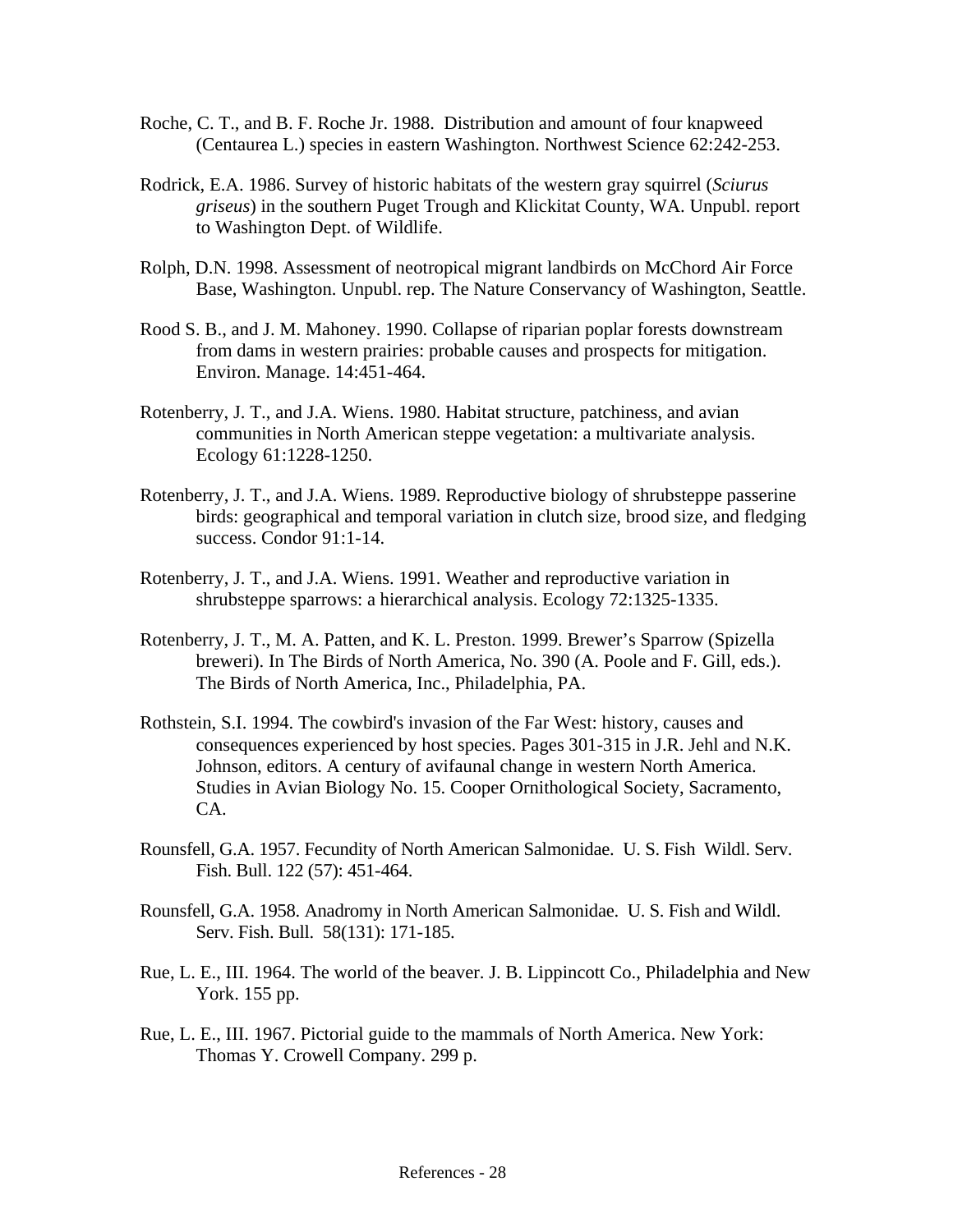Roche, C. T., and B. F. Roche Jr. 1988. Distribution and amount of four knapweed (Centaurea L.) species in eastern Washington. Northwest Science 62:242-253.

Rodrick, E.A. 1986. Survey of historic habitats of the western gray squirrel (*Sciurus griseus*) in the southern Puget Trough and Klickitat County, WA. Unpubl. report to Washington Dept. of Wildlife.

Rolph, D.N. 1998. Assessment of neotropical migrant landbirds on McChord Air Force Base, Washington. Unpubl. rep. The Nature Conservancy of Washington, Seattle.

Rood S. B., and J. M. Mahoney. 1990. Collapse of riparian poplar forests downstream from dams in western prairies: probable causes and prospects for mitigation. Environ. Manage. 14:451-464.

Rotenberry, J. T., and J.A. Wiens. 1980. Habitat structure, patchiness, and avian communities in North American steppe vegetation: a multivariate analysis. Ecology 61:1228-1250.

Rotenberry, J. T., and J.A. Wiens. 1989. Reproductive biology of shrubsteppe passerine birds: geographical and temporal variation in clutch size, brood size, and fledging success. Condor 91:1-14.

Rotenberry, J. T., and J.A. Wiens. 1991. Weather and reproductive variation in shrubsteppe sparrows: a hierarchical analysis. Ecology 72:1325-1335.

Rotenberry, J. T., M. A. Patten, and K. L. Preston. 1999. Brewer's Sparrow (Spizella breweri). In The Birds of North America, No. 390 (A. Poole and F. Gill, eds.). The Birds of North America, Inc., Philadelphia, PA.

Rothstein, S.I. 1994. The cowbird's invasion of the Far West: history, causes and consequences experienced by host species. Pages 301-315 in J.R. Jehl and N.K. Johnson, editors. A century of avifaunal change in western North America. Studies in Avian Biology No. 15. Cooper Ornithological Society, Sacramento, CA.

Rounsfell, G.A. 1957. Fecundity of North American Salmonidae. U. S. Fish Wildl. Serv. Fish. Bull. 122 (57): 451-464.

Rounsfell, G.A. 1958. Anadromy in North American Salmonidae. U. S. Fish and Wildl. Serv. Fish. Bull. 58(131): 171-185.

Rue, L. E., III. 1964. The world of the beaver. J. B. Lippincott Co., Philadelphia and New York. 155 pp.

Rue, L. E., III. 1967. Pictorial guide to the mammals of North America. New York: Thomas Y. Crowell Company. 299 p.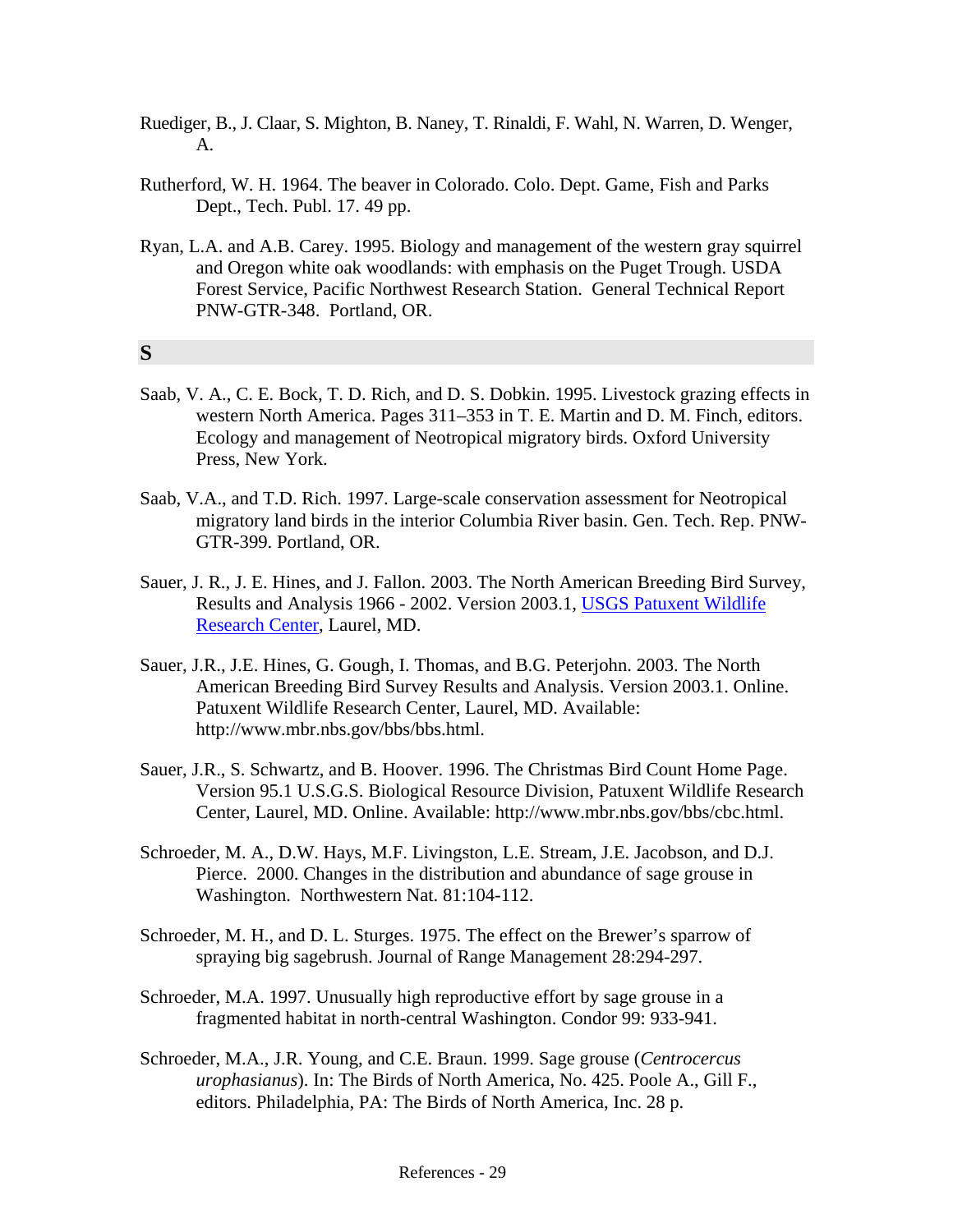Ruediger, B., J. Claar, S. Mighton, B. Naney, T. Rinaldi, F. Wahl, N. Warren, D. Wenger, A.

Rutherford, W. H. 1964. The beaver in Colorado. Colo. Dept. Game, Fish and Parks Dept., Tech. Publ. 17. 49 pp.

Ryan, L.A. and A.B. Carey. 1995. Biology and management of the western gray squirrel and Oregon white oak woodlands: with emphasis on the Puget Trough. USDA Forest Service, Pacific Northwest Research Station. General Technical Report PNW-GTR-348. Portland, OR.

## S

Saab, V. A., C. E. Bock, T. D. Rich, and D. S. Dobkin. 1995. Livestock grazing effects in western North America. Pages 311–353 in T. E. Martin and D. M. Finch, editors. Ecology and management of Neotropical migratory birds. Oxford University Press, New York.

Saab, V.A., and T.D. Rich. 1997. Large-scale conservation assessment for Neotropical migratory land birds in the interior Columbia River basin. Gen. Tech. Rep. PNW-GTR-399. Portland, OR.

Sauer, J. R., J. E. Hines, and J. Fallon. 2003. The North American Breeding Bird Survey, Results and Analysis 1966 - 2002. Version 2003.1, USGS Patuxent Wildlife Research Center, Laurel, MD.

Sauer, J.R., J.E. Hines, G. Gough, I. Thomas, and B.G. Peterjohn. 2003. The North American Breeding Bird Survey Results and Analysis. Version 2003.1. Online. Patuxent Wildlife Research Center, Laurel, MD. Available: http://www.mbr.nbs.gov/bbs/bbs.html.

Sauer, J.R., S. Schwartz, and B. Hoover. 1996. The Christmas Bird Count Home Page. Version 95.1 U.S.G.S. Biological Resource Division, Patuxent Wildlife Research Center, Laurel, MD. Online. Available: http://www.mbr.nbs.gov/bbs/cbc.html.

Schroeder, M. A., D.W. Hays, M.F. Livingston, L.E. Stream, J.E. Jacobson, and D.J. Pierce. 2000. Changes in the distribution and abundance of sage grouse in Washington. Northwestern Nat. 81:104-112.

Schroeder, M. H., and D. L. Sturges. 1975. The effect on the Brewer's sparrow of spraying big sagebrush. Journal of Range Management 28:294-297.

Schroeder, M.A. 1997. Unusually high reproductive effort by sage grouse in a fragmented habitat in north-central Washington. Condor 99: 933-941.

Schroeder, M.A., J.R. Young, and C.E. Braun. 1999. Sage grouse (*Centrocercus urophasianus*). In: The Birds of North America, No. 425. Poole A., Gill F., editors. Philadelphia, PA: The Birds of North America, Inc. 28 p.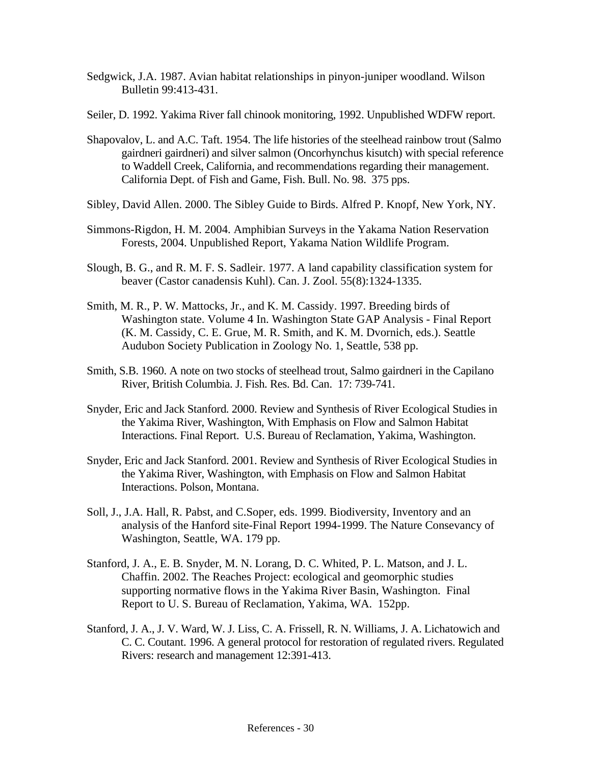Sedgwick, J.A. 1987. Avian habitat relationships in pinyon-juniper woodland. Wilson Bulletin 99:413-431.

Seiler, D. 1992. Yakima River fall chinook monitoring, 1992. Unpublished WDFW report.

Shapovalov, L. and A.C. Taft. 1954. The life histories of the steelhead rainbow trout (Salmo gairdneri gairdneri) and silver salmon (Oncorhynchus kisutch) with special reference to Waddell Creek, California, and recommendations regarding their management. California Dept. of Fish and Game, Fish. Bull. No. 98. 375 pps.

Sibley, David Allen. 2000. The Sibley Guide to Birds. Alfred P. Knopf, New York, NY.

Simmons-Rigdon, H. M. 2004. Amphibian Surveys in the Yakama Nation Reservation Forests, 2004. Unpublished Report, Yakama Nation Wildlife Program.

Slough, B. G., and R. M. F. S. Sadleir. 1977. A land capability classification system for beaver (Castor canadensis Kuhl). Can. J. Zool. 55(8):1324-1335.

Smith, M. R., P. W. Mattocks, Jr., and K. M. Cassidy. 1997. Breeding birds of Washington state. Volume 4 In. Washington State GAP Analysis - Final Report (K. M. Cassidy, C. E. Grue, M. R. Smith, and K. M. Dvornich, eds.). Seattle Audubon Society Publication in Zoology No. 1, Seattle, 538 pp.

Smith, S.B. 1960. A note on two stocks of steelhead trout, Salmo gairdneri in the Capilano River, British Columbia. J. Fish. Res. Bd. Can. 17: 739-741.

Snyder, Eric and Jack Stanford. 2000. Review and Synthesis of River Ecological Studies in the Yakima River, Washington, With Emphasis on Flow and Salmon Habitat Interactions. Final Report. U.S. Bureau of Reclamation, Yakima, Washington.

Snyder, Eric and Jack Stanford. 2001. Review and Synthesis of River Ecological Studies in the Yakima River, Washington, with Emphasis on Flow and Salmon Habitat Interactions. Polson, Montana.

Soll, J., J.A. Hall, R. Pabst, and C.Soper, eds. 1999. Biodiversity, Inventory and an analysis of the Hanford site-Final Report 1994-1999. The Nature Consevancy of Washington, Seattle, WA. 179 pp.

Stanford, J. A., E. B. Snyder, M. N. Lorang, D. C. Whited, P. L. Matson, and J. L. Chaffin. 2002. The Reaches Project: ecological and geomorphic studies supporting normative flows in the Yakima River Basin, Washington. Final Report to U. S. Bureau of Reclamation, Yakima, WA. 152pp.

Stanford, J. A., J. V. Ward, W. J. Liss, C. A. Frissell, R. N. Williams, J. A. Lichatowich and C. C. Coutant. 1996. A general protocol for restoration of regulated rivers. Regulated Rivers: research and management 12:391-413.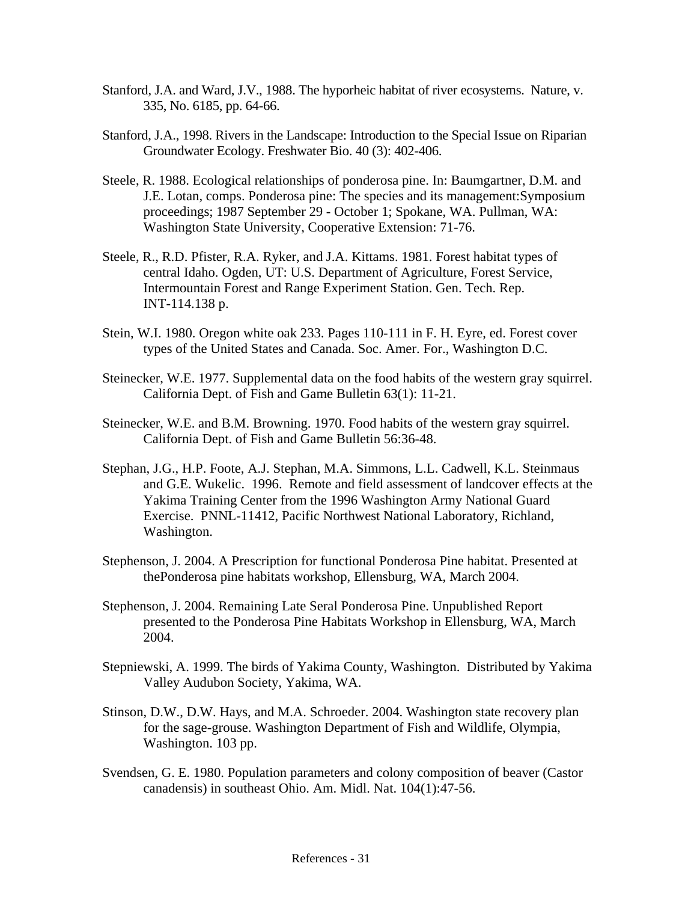Stanford, J.A. and Ward, J.V., 1988. The hyporheic habitat of river ecosystems. Nature, v. 335, No. 6185, pp. 64-66.

Stanford, J.A., 1998. Rivers in the Landscape: Introduction to the Special Issue on Riparian Groundwater Ecology. Freshwater Bio. 40 (3): 402-406.

Steele, R. 1988. Ecological relationships of ponderosa pine. In: Baumgartner, D.M. and J.E. Lotan, comps. Ponderosa pine: The species and its management:Symposium proceedings; 1987 September 29 - October 1; Spokane, WA. Pullman, WA: Washington State University, Cooperative Extension: 71-76.

Steele, R., R.D. Pfister, R.A. Ryker, and J.A. Kittams. 1981. Forest habitat types of central Idaho. Ogden, UT: U.S. Department of Agriculture, Forest Service, Intermountain Forest and Range Experiment Station. Gen. Tech. Rep. INT-114.138 p.

Stein, W.I. 1980. Oregon white oak 233. Pages 110-111 in F. H. Eyre, ed. Forest cover types of the United States and Canada. Soc. Amer. For., Washington D.C.

Steinecker, W.E. 1977. Supplemental data on the food habits of the western gray squirrel. California Dept. of Fish and Game Bulletin 63(1): 11-21.

Steinecker, W.E. and B.M. Browning. 1970. Food habits of the western gray squirrel. California Dept. of Fish and Game Bulletin 56:36-48.

Stephan, J.G., H.P. Foote, A.J. Stephan, M.A. Simmons, L.L. Cadwell, K.L. Steinmaus and G.E. Wukelic. 1996. Remote and field assessment of landcover effects at the Yakima Training Center from the 1996 Washington Army National Guard Exercise. PNNL-11412, Pacific Northwest National Laboratory, Richland, Washington.

Stephenson, J. 2004. A Prescription for functional Ponderosa Pine habitat. Presented at thePonderosa pine habitats workshop, Ellensburg, WA, March 2004.

Stephenson, J. 2004. Remaining Late Seral Ponderosa Pine. Unpublished Report presented to the Ponderosa Pine Habitats Workshop in Ellensburg, WA, March 2004.

Stepniewski, A. 1999. The birds of Yakima County, Washington. Distributed by Yakima Valley Audubon Society, Yakima, WA.

Stinson, D.W., D.W. Hays, and M.A. Schroeder. 2004. Washington state recovery plan for the sage-grouse. Washington Department of Fish and Wildlife, Olympia, Washington. 103 pp.

Svendsen, G. E. 1980. Population parameters and colony composition of beaver (Castor canadensis) in southeast Ohio. Am. Midl. Nat. 104(1):47-56.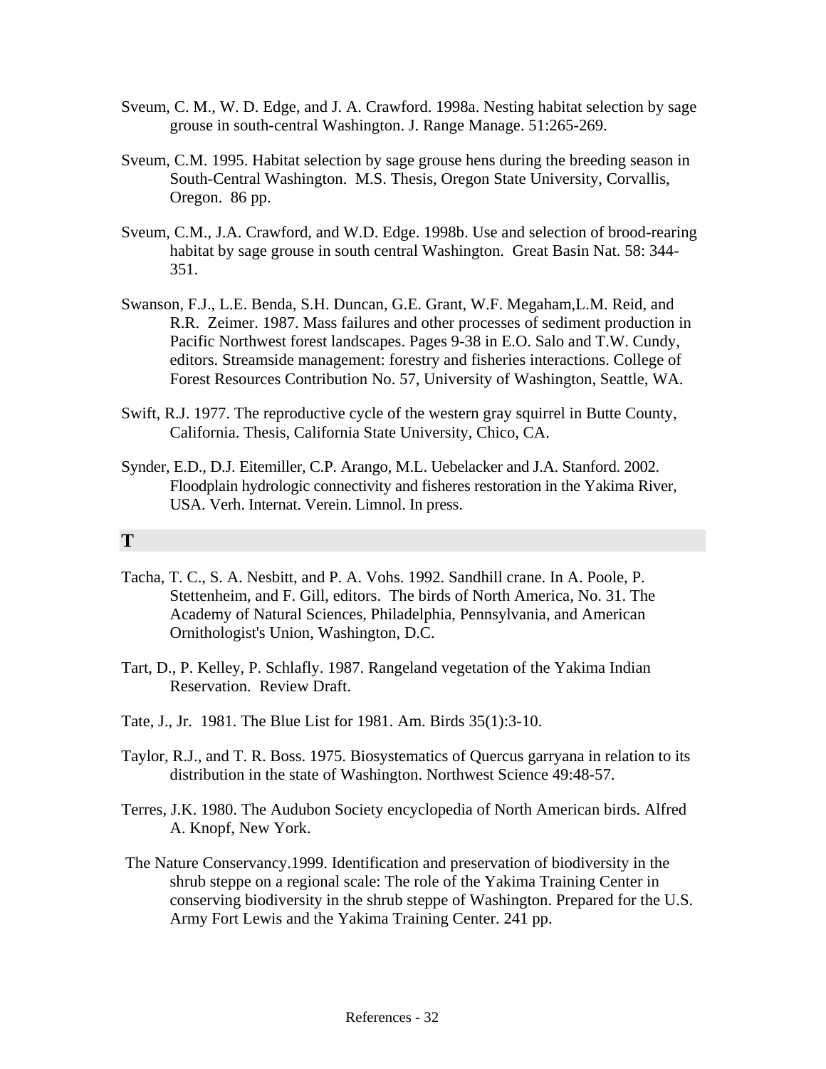Sveum, C. M., W. D. Edge, and J. A. Crawford. 1998a. Nesting habitat selection by sage grouse in south-central Washington. J. Range Manage. 51:265-269.

Sveum, C.M. 1995. Habitat selection by sage grouse hens during the breeding season in South-Central Washington. M.S. Thesis, Oregon State University, Corvallis, Oregon. 86 pp.

Sveum, C.M., J.A. Crawford, and W.D. Edge. 1998b. Use and selection of brood-rearing habitat by sage grouse in south central Washington. Great Basin Nat. 58: 344-351.

Swanson, F.J., L.E. Benda, S.H. Duncan, G.E. Grant, W.F. Megaham,L.M. Reid, and R.R. Zeimer. 1987. Mass failures and other processes of sediment production in Pacific Northwest forest landscapes. Pages 9-38 in E.O. Salo and T.W. Cundy, editors. Streamside management: forestry and fisheries interactions. College of Forest Resources Contribution No. 57, University of Washington, Seattle, WA.

Swift, R.J. 1977. The reproductive cycle of the western gray squirrel in Butte County, California. Thesis, California State University, Chico, CA.

Synder, E.D., D.J. Eitemiller, C.P. Arango, M.L. Uebelacker and J.A. Stanford. 2002. Floodplain hydrologic connectivity and fisheres restoration in the Yakima River, USA. Verh. Internat. Verein. Limnol. In press.

## T

Tacha, T. C., S. A. Nesbitt, and P. A. Vohs. 1992. Sandhill crane. In A. Poole, P. Stettenheim, and F. Gill, editors. The birds of North America, No. 31. The Academy of Natural Sciences, Philadelphia, Pennsylvania, and American Ornithologist's Union, Washington, D.C.

Tart, D., P. Kelley, P. Schlafly. 1987. Rangeland vegetation of the Yakima Indian Reservation. Review Draft.

Tate, J., Jr. 1981. The Blue List for 1981. Am. Birds 35(1):3-10.

Taylor, R.J., and T. R. Boss. 1975. Biosystematics of Quercus garryana in relation to its distribution in the state of Washington. Northwest Science 49:48-57.

Terres, J.K. 1980. The Audubon Society encyclopedia of North American birds. Alfred A. Knopf, New York.

The Nature Conservancy.1999. Identification and preservation of biodiversity in the shrub steppe on a regional scale: The role of the Yakima Training Center in conserving biodiversity in the shrub steppe of Washington. Prepared for the U.S. Army Fort Lewis and the Yakima Training Center. 241 pp.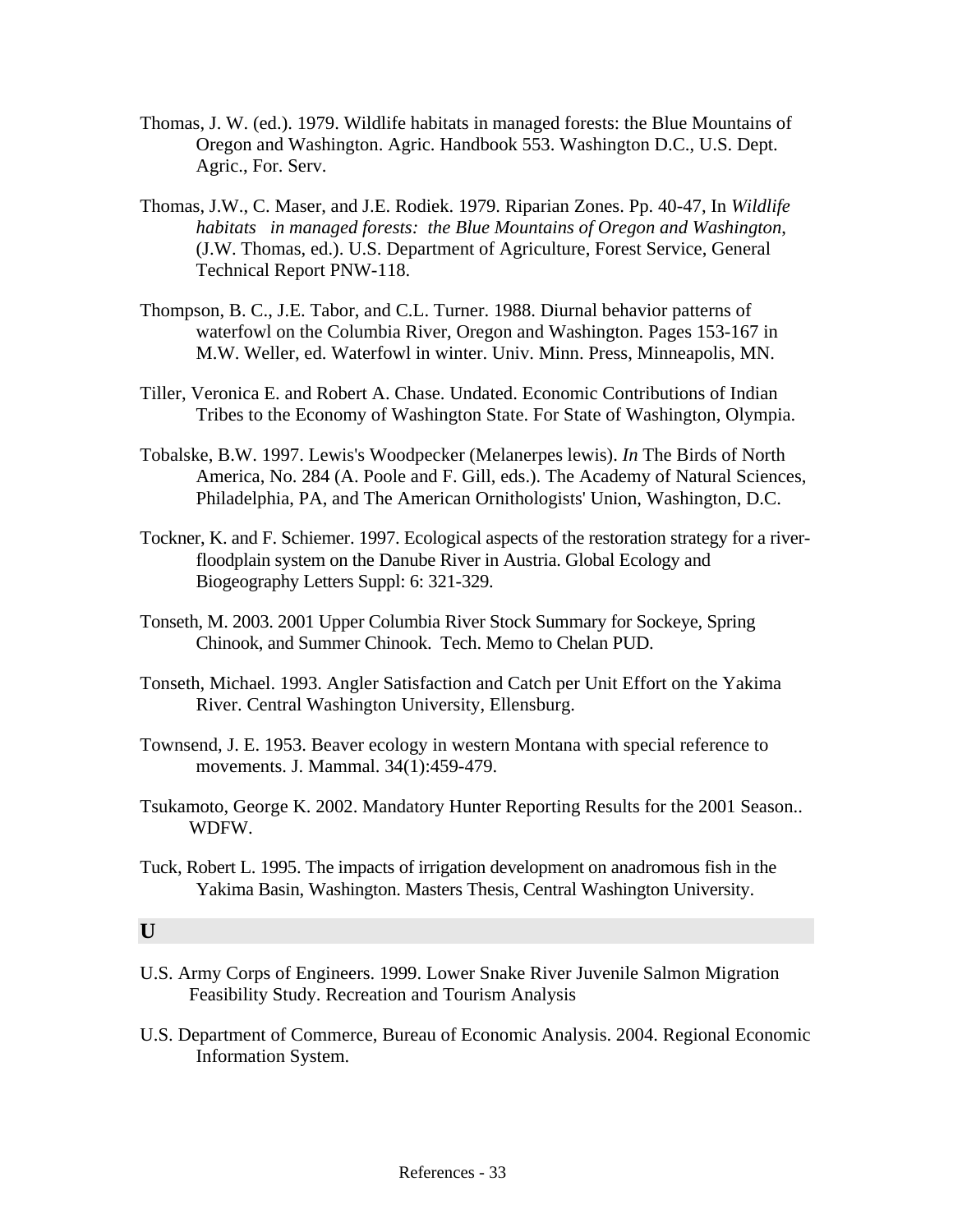Thomas, J. W. (ed.). 1979. Wildlife habitats in managed forests: the Blue Mountains of Oregon and Washington. Agric. Handbook 553. Washington D.C., U.S. Dept. Agric., For. Serv.

Thomas, J.W., C. Maser, and J.E. Rodiek. 1979. Riparian Zones. Pp. 40-47, In *Wildlife habitats in managed forests: the Blue Mountains of Oregon and Washington*, (J.W. Thomas, ed.). U.S. Department of Agriculture, Forest Service, General Technical Report PNW-118.

Thompson, B. C., J.E. Tabor, and C.L. Turner. 1988. Diurnal behavior patterns of waterfowl on the Columbia River, Oregon and Washington. Pages 153-167 in M.W. Weller, ed. Waterfowl in winter. Univ. Minn. Press, Minneapolis, MN.

Tiller, Veronica E. and Robert A. Chase. Undated. Economic Contributions of Indian Tribes to the Economy of Washington State. For State of Washington, Olympia.

Tobalske, B.W. 1997. Lewis's Woodpecker (Melanerpes lewis). *In* The Birds of North America, No. 284 (A. Poole and F. Gill, eds.). The Academy of Natural Sciences, Philadelphia, PA, and The American Ornithologists' Union, Washington, D.C.

Tockner, K. and F. Schiemer. 1997. Ecological aspects of the restoration strategy for a river-floodplain system on the Danube River in Austria. Global Ecology and Biogeography Letters Suppl: 6: 321-329.

Tonseth, M. 2003. 2001 Upper Columbia River Stock Summary for Sockeye, Spring Chinook, and Summer Chinook. Tech. Memo to Chelan PUD.

Tonseth, Michael. 1993. Angler Satisfaction and Catch per Unit Effort on the Yakima River. Central Washington University, Ellensburg.

Townsend, J. E. 1953. Beaver ecology in western Montana with special reference to movements. J. Mammal. 34(1):459-479.

Tsukamoto, George K. 2002. Mandatory Hunter Reporting Results for the 2001 Season.. WDFW.

Tuck, Robert L. 1995. The impacts of irrigation development on anadromous fish in the Yakima Basin, Washington. Masters Thesis, Central Washington University.

## U

U.S. Army Corps of Engineers. 1999. Lower Snake River Juvenile Salmon Migration Feasibility Study. Recreation and Tourism Analysis

U.S. Department of Commerce, Bureau of Economic Analysis. 2004. Regional Economic Information System.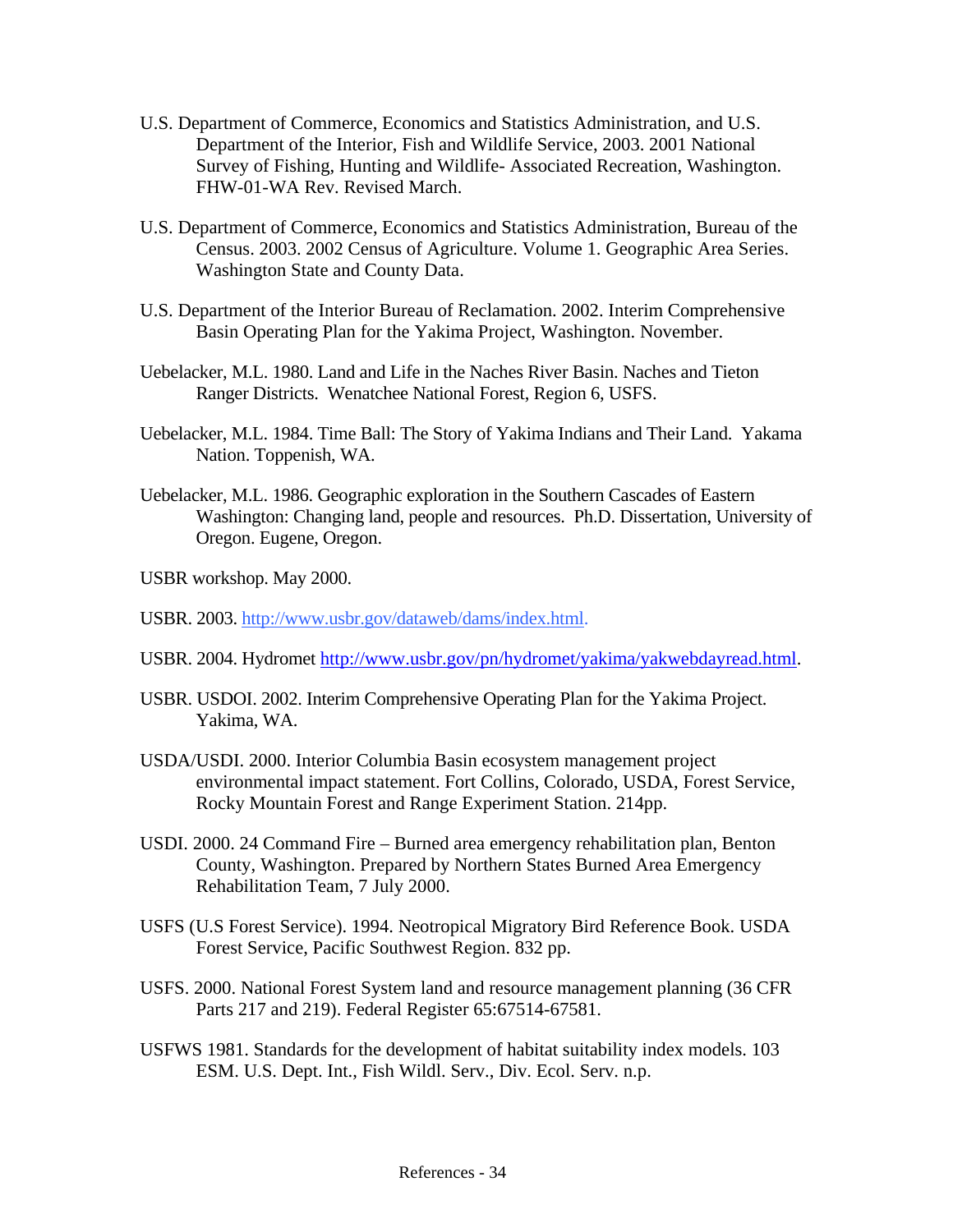U.S. Department of Commerce, Economics and Statistics Administration, and U.S. Department of the Interior, Fish and Wildlife Service, 2003. 2001 National Survey of Fishing, Hunting and Wildlife- Associated Recreation, Washington. FHW-01-WA Rev. Revised March.

U.S. Department of Commerce, Economics and Statistics Administration, Bureau of the Census. 2003. 2002 Census of Agriculture. Volume 1. Geographic Area Series. Washington State and County Data.

U.S. Department of the Interior Bureau of Reclamation. 2002. Interim Comprehensive Basin Operating Plan for the Yakima Project, Washington. November.

Uebelacker, M.L. 1980. Land and Life in the Naches River Basin. Naches and Tieton Ranger Districts. Wenatchee National Forest, Region 6, USFS.

Uebelacker, M.L. 1984. Time Ball: The Story of Yakima Indians and Their Land. Yakama Nation. Toppenish, WA.

Uebelacker, M.L. 1986. Geographic exploration in the Southern Cascades of Eastern Washington: Changing land, people and resources. Ph.D. Dissertation, University of Oregon. Eugene, Oregon.

USBR workshop. May 2000.

USBR. 2003. http://www.usbr.gov/dataweb/dams/index.html.

USBR. 2004. Hydromet http://www.usbr.gov/pn/hydromet/yakima/yakwebdayread.html.

USBR. USDOI. 2002. Interim Comprehensive Operating Plan for the Yakima Project. Yakima, WA.

USDA/USDI. 2000. Interior Columbia Basin ecosystem management project environmental impact statement. Fort Collins, Colorado, USDA, Forest Service, Rocky Mountain Forest and Range Experiment Station. 214pp.

USDI. 2000. 24 Command Fire – Burned area emergency rehabilitation plan, Benton County, Washington. Prepared by Northern States Burned Area Emergency Rehabilitation Team, 7 July 2000.

USFS (U.S Forest Service). 1994. Neotropical Migratory Bird Reference Book. USDA Forest Service, Pacific Southwest Region. 832 pp.

USFS. 2000. National Forest System land and resource management planning (36 CFR Parts 217 and 219). Federal Register 65:67514-67581.

USFWS 1981. Standards for the development of habitat suitability index models. 103 ESM. U.S. Dept. Int., Fish Wildl. Serv., Div. Ecol. Serv. n.p.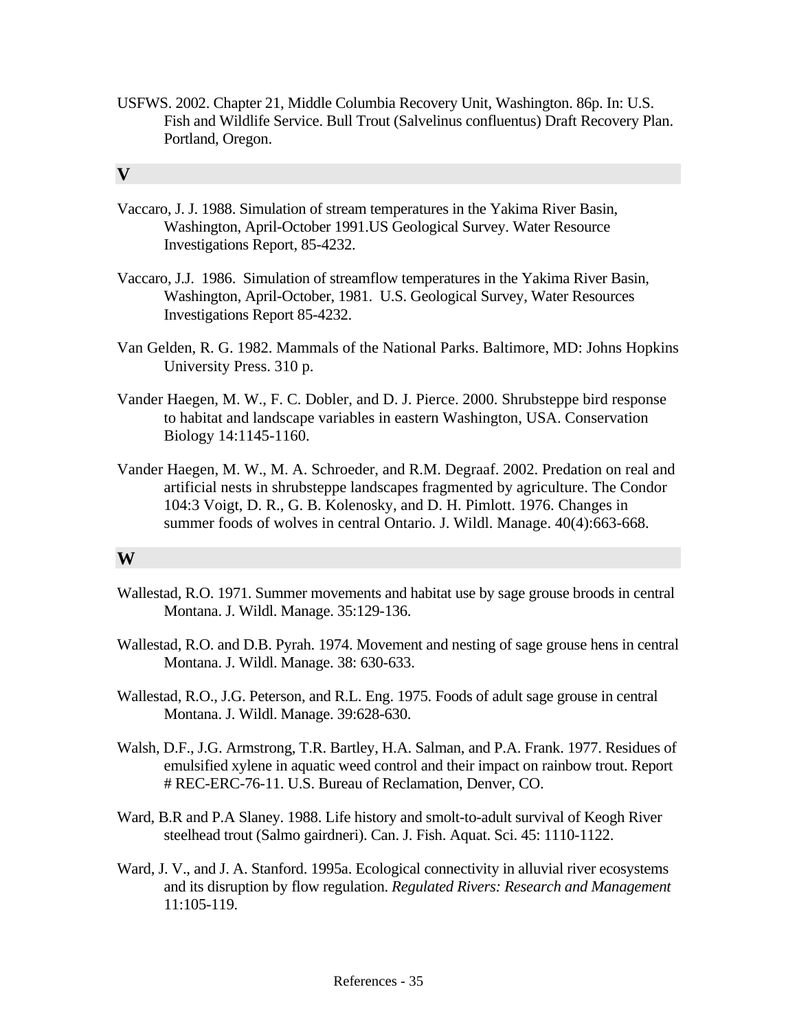USFWS. 2002. Chapter 21, Middle Columbia Recovery Unit, Washington. 86p. In: U.S. Fish and Wildlife Service. Bull Trout (Salvelinus confluentus) Draft Recovery Plan. Portland, Oregon.

## V

Vaccaro, J. J. 1988. Simulation of stream temperatures in the Yakima River Basin, Washington, April-October 1991.US Geological Survey. Water Resource Investigations Report, 85-4232.

Vaccaro, J.J. 1986. Simulation of streamflow temperatures in the Yakima River Basin, Washington, April-October, 1981. U.S. Geological Survey, Water Resources Investigations Report 85-4232.

Van Gelden, R. G. 1982. Mammals of the National Parks. Baltimore, MD: Johns Hopkins University Press. 310 p.

Vander Haegen, M. W., F. C. Dobler, and D. J. Pierce. 2000. Shrubsteppe bird response to habitat and landscape variables in eastern Washington, USA. Conservation Biology 14:1145-1160.

Vander Haegen, M. W., M. A. Schroeder, and R.M. Degraaf. 2002. Predation on real and artificial nests in shrubsteppe landscapes fragmented by agriculture. The Condor 104:3 Voigt, D. R., G. B. Kolenosky, and D. H. Pimlott. 1976. Changes in summer foods of wolves in central Ontario. J. Wildl. Manage. 40(4):663-668.

## W

Wallestad, R.O. 1971. Summer movements and habitat use by sage grouse broods in central Montana. J. Wildl. Manage. 35:129-136.

Wallestad, R.O. and D.B. Pyrah. 1974. Movement and nesting of sage grouse hens in central Montana. J. Wildl. Manage. 38: 630-633.

Wallestad, R.O., J.G. Peterson, and R.L. Eng. 1975. Foods of adult sage grouse in central Montana. J. Wildl. Manage. 39:628-630.

Walsh, D.F., J.G. Armstrong, T.R. Bartley, H.A. Salman, and P.A. Frank. 1977. Residues of emulsified xylene in aquatic weed control and their impact on rainbow trout. Report # REC-ERC-76-11. U.S. Bureau of Reclamation, Denver, CO.

Ward, B.R and P.A Slaney. 1988. Life history and smolt-to-adult survival of Keogh River steelhead trout (Salmo gairdneri). Can. J. Fish. Aquat. Sci. 45: 1110-1122.

Ward, J. V., and J. A. Stanford. 1995a. Ecological connectivity in alluvial river ecosystems and its disruption by flow regulation. *Regulated Rivers: Research and Management* 11:105-119.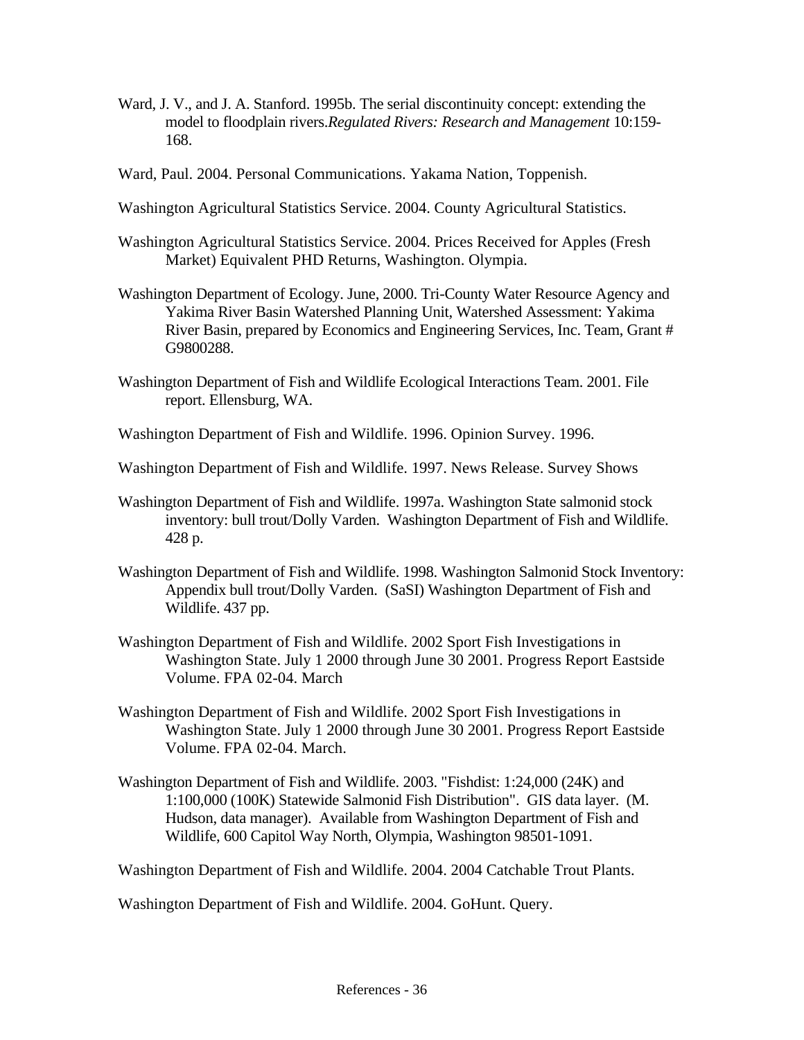Ward, J. V., and J. A. Stanford. 1995b. The serial discontinuity concept: extending the model to floodplain rivers.*Regulated Rivers: Research and Management* 10:159-168.

Ward, Paul. 2004. Personal Communications. Yakama Nation, Toppenish.

Washington Agricultural Statistics Service. 2004. County Agricultural Statistics.

Washington Agricultural Statistics Service. 2004. Prices Received for Apples (Fresh Market) Equivalent PHD Returns, Washington. Olympia.

Washington Department of Ecology. June, 2000. Tri-County Water Resource Agency and Yakima River Basin Watershed Planning Unit, Watershed Assessment: Yakima River Basin, prepared by Economics and Engineering Services, Inc. Team, Grant # G9800288.

Washington Department of Fish and Wildlife Ecological Interactions Team. 2001. File report. Ellensburg, WA.

Washington Department of Fish and Wildlife. 1996. Opinion Survey. 1996.

Washington Department of Fish and Wildlife. 1997. News Release. Survey Shows

Washington Department of Fish and Wildlife. 1997a. Washington State salmonid stock inventory: bull trout/Dolly Varden. Washington Department of Fish and Wildlife. 428 p.

Washington Department of Fish and Wildlife. 1998. Washington Salmonid Stock Inventory: Appendix bull trout/Dolly Varden. (SaSI) Washington Department of Fish and Wildlife. 437 pp.

Washington Department of Fish and Wildlife. 2002 Sport Fish Investigations in Washington State. July 1 2000 through June 30 2001. Progress Report Eastside Volume. FPA 02-04. March

Washington Department of Fish and Wildlife. 2002 Sport Fish Investigations in Washington State. July 1 2000 through June 30 2001. Progress Report Eastside Volume. FPA 02-04. March.

Washington Department of Fish and Wildlife. 2003. "Fishdist: 1:24,000 (24K) and 1:100,000 (100K) Statewide Salmonid Fish Distribution". GIS data layer. (M. Hudson, data manager). Available from Washington Department of Fish and Wildlife, 600 Capitol Way North, Olympia, Washington 98501-1091.

Washington Department of Fish and Wildlife. 2004. 2004 Catchable Trout Plants.

Washington Department of Fish and Wildlife. 2004. GoHunt. Query.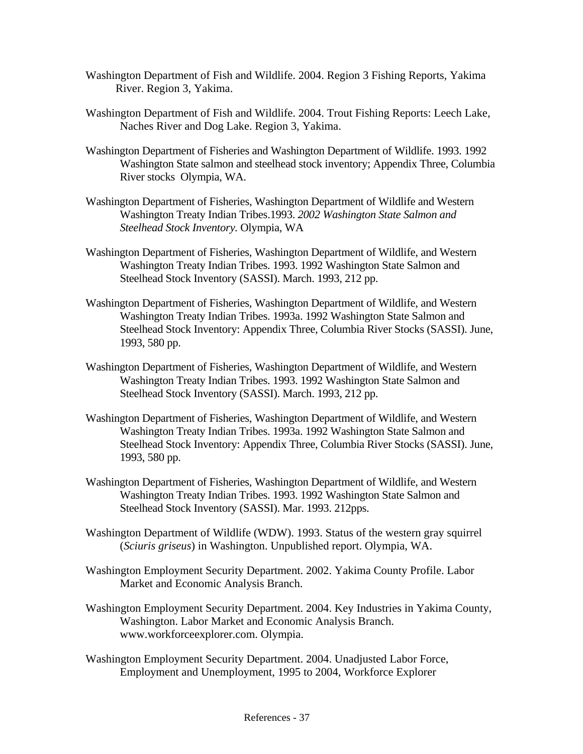Washington Department of Fish and Wildlife. 2004. Region 3 Fishing Reports, Yakima River. Region 3, Yakima.

Washington Department of Fish and Wildlife. 2004. Trout Fishing Reports: Leech Lake, Naches River and Dog Lake. Region 3, Yakima.

Washington Department of Fisheries and Washington Department of Wildlife. 1993. 1992 Washington State salmon and steelhead stock inventory; Appendix Three, Columbia River stocks Olympia, WA.

Washington Department of Fisheries, Washington Department of Wildlife and Western Washington Treaty Indian Tribes.1993. *2002 Washington State Salmon and Steelhead Stock Inventory.* Olympia, WA

Washington Department of Fisheries, Washington Department of Wildlife, and Western Washington Treaty Indian Tribes. 1993. 1992 Washington State Salmon and Steelhead Stock Inventory (SASSI). March. 1993, 212 pp.

Washington Department of Fisheries, Washington Department of Wildlife, and Western Washington Treaty Indian Tribes. 1993a. 1992 Washington State Salmon and Steelhead Stock Inventory: Appendix Three, Columbia River Stocks (SASSI). June, 1993, 580 pp.

Washington Department of Fisheries, Washington Department of Wildlife, and Western Washington Treaty Indian Tribes. 1993. 1992 Washington State Salmon and Steelhead Stock Inventory (SASSI). March. 1993, 212 pp.

Washington Department of Fisheries, Washington Department of Wildlife, and Western Washington Treaty Indian Tribes. 1993a. 1992 Washington State Salmon and Steelhead Stock Inventory: Appendix Three, Columbia River Stocks (SASSI). June, 1993, 580 pp.

Washington Department of Fisheries, Washington Department of Wildlife, and Western Washington Treaty Indian Tribes. 1993. 1992 Washington State Salmon and Steelhead Stock Inventory (SASSI). Mar. 1993. 212pps.

Washington Department of Wildlife (WDW). 1993. Status of the western gray squirrel (*Sciuris griseus*) in Washington. Unpublished report. Olympia, WA.

Washington Employment Security Department. 2002. Yakima County Profile. Labor Market and Economic Analysis Branch.

Washington Employment Security Department. 2004. Key Industries in Yakima County, Washington. Labor Market and Economic Analysis Branch. www.workforceexplorer.com. Olympia.

Washington Employment Security Department. 2004. Unadjusted Labor Force, Employment and Unemployment, 1995 to 2004, Workforce Explorer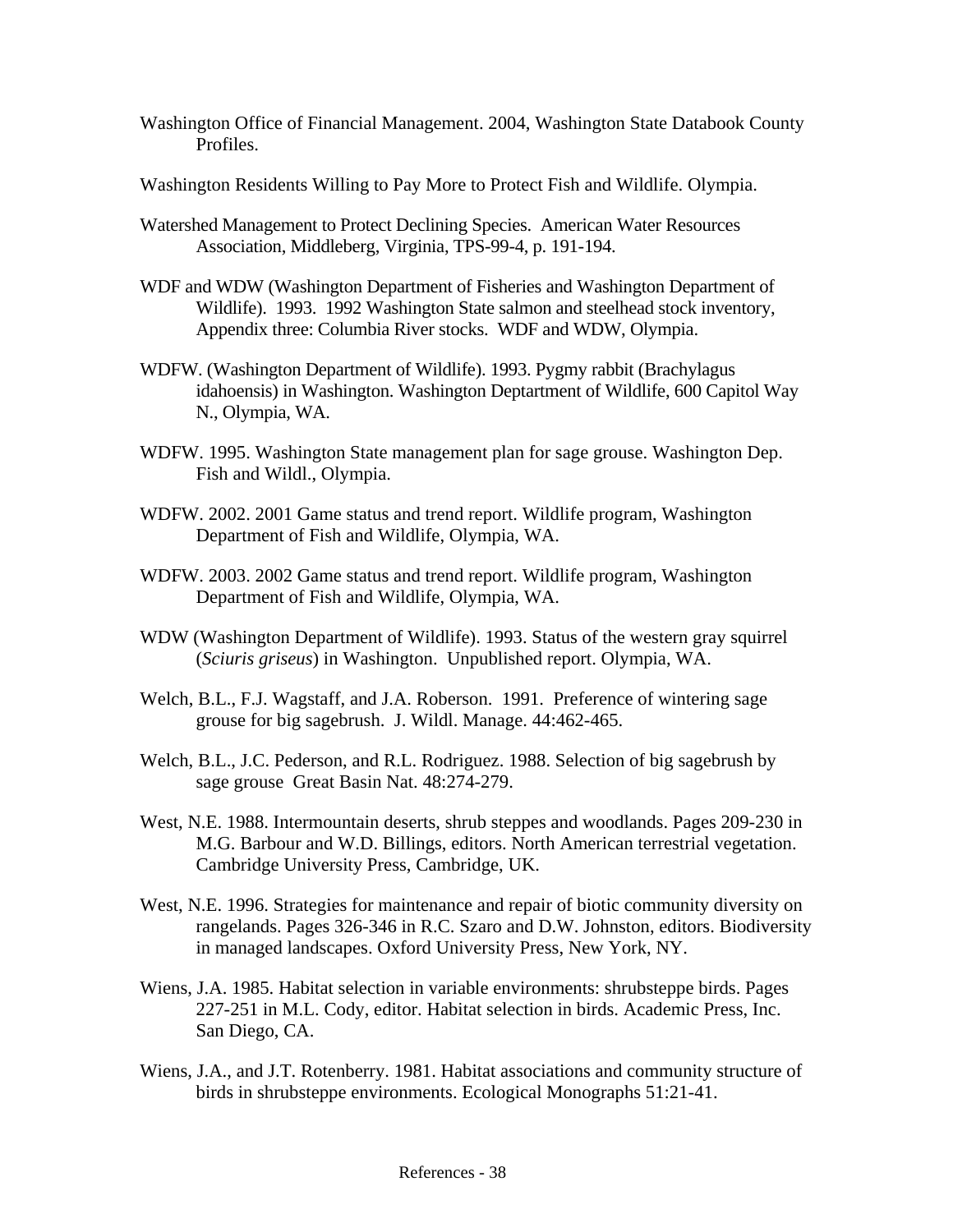Washington Office of Financial Management. 2004, Washington State Databook County Profiles.

Washington Residents Willing to Pay More to Protect Fish and Wildlife. Olympia.

Watershed Management to Protect Declining Species. American Water Resources Association, Middleberg, Virginia, TPS-99-4, p. 191-194.

WDF and WDW (Washington Department of Fisheries and Washington Department of Wildlife). 1993. 1992 Washington State salmon and steelhead stock inventory, Appendix three: Columbia River stocks. WDF and WDW, Olympia.

WDFW. (Washington Department of Wildlife). 1993. Pygmy rabbit (Brachylagus idahoensis) in Washington. Washington Deptartment of Wildlife, 600 Capitol Way N., Olympia, WA.

WDFW. 1995. Washington State management plan for sage grouse. Washington Dep. Fish and Wildl., Olympia.

WDFW. 2002. 2001 Game status and trend report. Wildlife program, Washington Department of Fish and Wildlife, Olympia, WA.

WDFW. 2003. 2002 Game status and trend report. Wildlife program, Washington Department of Fish and Wildlife, Olympia, WA.

WDW (Washington Department of Wildlife). 1993. Status of the western gray squirrel (*Sciuris griseus*) in Washington. Unpublished report. Olympia, WA.

Welch, B.L., F.J. Wagstaff, and J.A. Roberson. 1991. Preference of wintering sage grouse for big sagebrush. J. Wildl. Manage. 44:462-465.

Welch, B.L., J.C. Pederson, and R.L. Rodriguez. 1988. Selection of big sagebrush by sage grouse Great Basin Nat. 48:274-279.

West, N.E. 1988. Intermountain deserts, shrub steppes and woodlands. Pages 209-230 in M.G. Barbour and W.D. Billings, editors. North American terrestrial vegetation. Cambridge University Press, Cambridge, UK.

West, N.E. 1996. Strategies for maintenance and repair of biotic community diversity on rangelands. Pages 326-346 in R.C. Szaro and D.W. Johnston, editors. Biodiversity in managed landscapes. Oxford University Press, New York, NY.

Wiens, J.A. 1985. Habitat selection in variable environments: shrubsteppe birds. Pages 227-251 in M.L. Cody, editor. Habitat selection in birds. Academic Press, Inc. San Diego, CA.

Wiens, J.A., and J.T. Rotenberry. 1981. Habitat associations and community structure of birds in shrubsteppe environments. Ecological Monographs 51:21-41.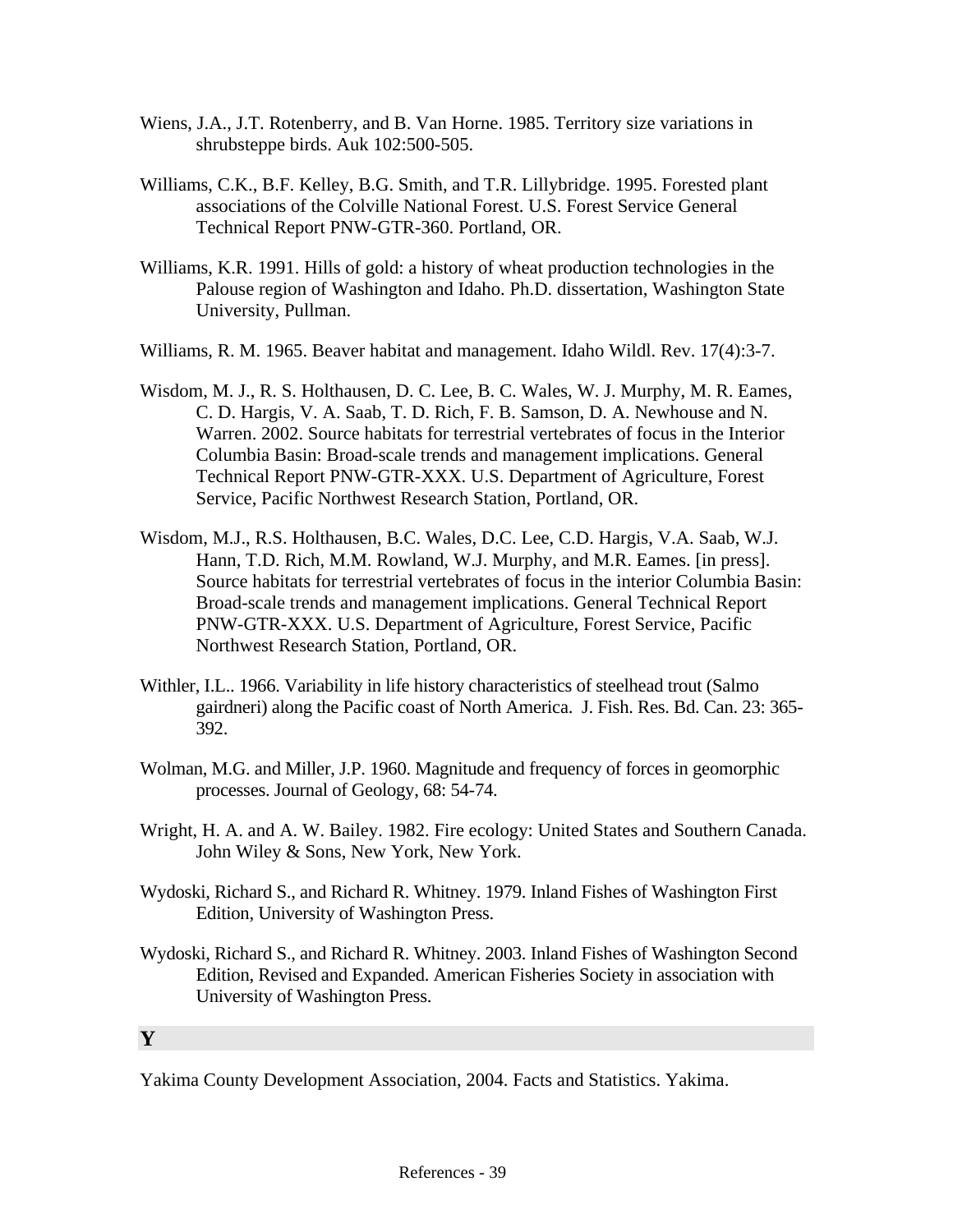Wiens, J.A., J.T. Rotenberry, and B. Van Horne. 1985. Territory size variations in shrubsteppe birds. Auk 102:500-505.

Williams, C.K., B.F. Kelley, B.G. Smith, and T.R. Lillybridge. 1995. Forested plant associations of the Colville National Forest. U.S. Forest Service General Technical Report PNW-GTR-360. Portland, OR.

Williams, K.R. 1991. Hills of gold: a history of wheat production technologies in the Palouse region of Washington and Idaho. Ph.D. dissertation, Washington State University, Pullman.

Williams, R. M. 1965. Beaver habitat and management. Idaho Wildl. Rev. 17(4):3-7.

Wisdom, M. J., R. S. Holthausen, D. C. Lee, B. C. Wales, W. J. Murphy, M. R. Eames, C. D. Hargis, V. A. Saab, T. D. Rich, F. B. Samson, D. A. Newhouse and N. Warren. 2002. Source habitats for terrestrial vertebrates of focus in the Interior Columbia Basin: Broad-scale trends and management implications. General Technical Report PNW-GTR-XXX. U.S. Department of Agriculture, Forest Service, Pacific Northwest Research Station, Portland, OR.

Wisdom, M.J., R.S. Holthausen, B.C. Wales, D.C. Lee, C.D. Hargis, V.A. Saab, W.J. Hann, T.D. Rich, M.M. Rowland, W.J. Murphy, and M.R. Eames. [in press]. Source habitats for terrestrial vertebrates of focus in the interior Columbia Basin: Broad-scale trends and management implications. General Technical Report PNW-GTR-XXX. U.S. Department of Agriculture, Forest Service, Pacific Northwest Research Station, Portland, OR.

Withler, I.L.. 1966. Variability in life history characteristics of steelhead trout (Salmo gairdneri) along the Pacific coast of North America. J. Fish. Res. Bd. Can. 23: 365-392.

Wolman, M.G. and Miller, J.P. 1960. Magnitude and frequency of forces in geomorphic processes. Journal of Geology, 68: 54-74.

Wright, H. A. and A. W. Bailey. 1982. Fire ecology: United States and Southern Canada. John Wiley & Sons, New York, New York.

Wydoski, Richard S., and Richard R. Whitney. 1979. Inland Fishes of Washington First Edition, University of Washington Press.

Wydoski, Richard S., and Richard R. Whitney. 2003. Inland Fishes of Washington Second Edition, Revised and Expanded. American Fisheries Society in association with University of Washington Press.

## Y

Yakima County Development Association, 2004. Facts and Statistics. Yakima.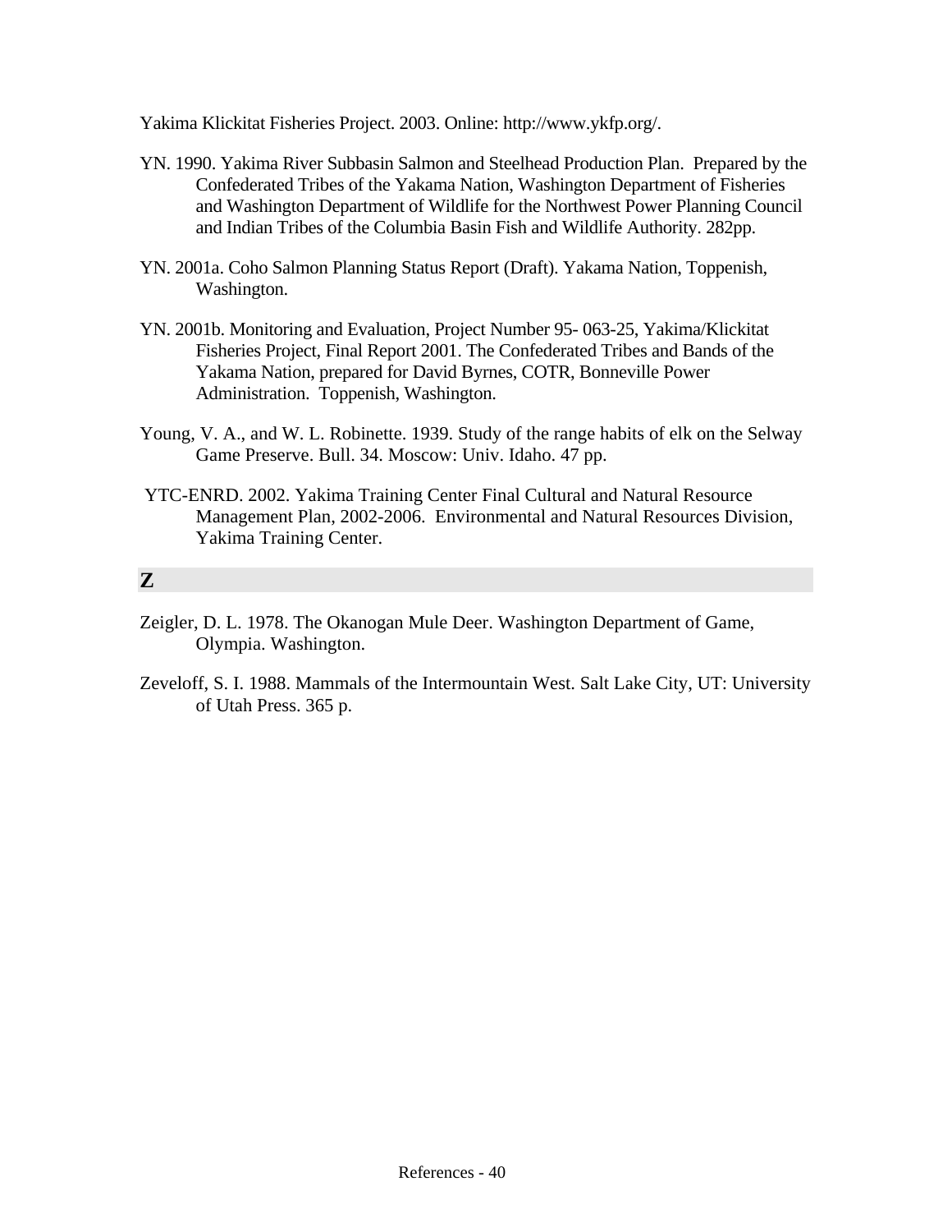Yakima Klickitat Fisheries Project. 2003. Online: http://www.ykfp.org/.

YN. 1990. Yakima River Subbasin Salmon and Steelhead Production Plan. Prepared by the Confederated Tribes of the Yakama Nation, Washington Department of Fisheries and Washington Department of Wildlife for the Northwest Power Planning Council and Indian Tribes of the Columbia Basin Fish and Wildlife Authority. 282pp.

YN. 2001a. Coho Salmon Planning Status Report (Draft). Yakama Nation, Toppenish, Washington.

YN. 2001b. Monitoring and Evaluation, Project Number 95- 063-25, Yakima/Klickitat Fisheries Project, Final Report 2001. The Confederated Tribes and Bands of the Yakama Nation, prepared for David Byrnes, COTR, Bonneville Power Administration. Toppenish, Washington.

Young, V. A., and W. L. Robinette. 1939. Study of the range habits of elk on the Selway Game Preserve. Bull. 34. Moscow: Univ. Idaho. 47 pp.

YTC-ENRD. 2002. Yakima Training Center Final Cultural and Natural Resource Management Plan, 2002-2006. Environmental and Natural Resources Division, Yakima Training Center.

## Z

Zeigler, D. L. 1978. The Okanogan Mule Deer. Washington Department of Game, Olympia. Washington.

Zeveloff, S. I. 1988. Mammals of the Intermountain West. Salt Lake City, UT: University of Utah Press. 365 p.